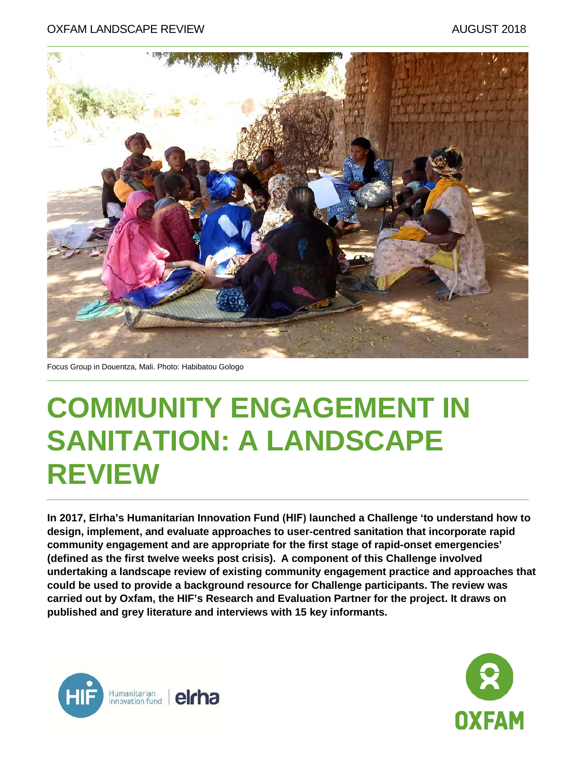Focus Group in Douentza, Mali. Photo: Habibatou Gologo

# COMMUNITY ENGAGEMENT IN SANITATION: A LANDSCAPE REVIEW

**In 2017, Elrha's Humanitarian Innovation Fund (HIF) launched a Challenge 'to understand how to design, implement, and evaluate approaches to user-centred sanitation that incorporate rapid community engagement and are appropriate for the first stage of rapid-onset emergencies' (defined as the first twelve weeks post crisis). A component of this Challenge involved undertaking a landscape review of existing community engagement practice and approaches that could be used to provide a background resource for Challenge participants. The review was carried out by Oxfam, the HIF's Research and Evaluation Partner for the project. It draws on published and grey literature and interviews with 15 key informants.**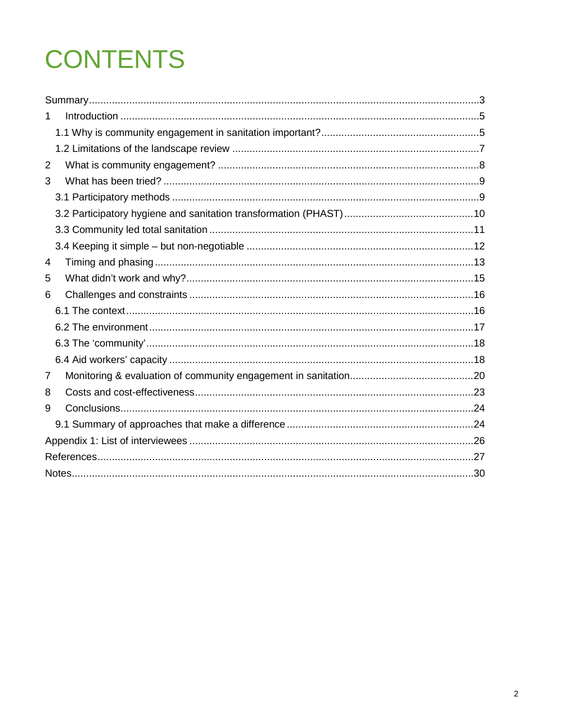# CONTENTS

Summary......3
1 Introduction......5
 1.1 Why is community engagement in sanitation important?......5
 1.2 Limitations of the landscape review......7
2 What is community engagement?......8
3 What has been tried?......9
 3.1 Participatory methods......9
 3.2 Participatory hygiene and sanitation transformation (PHAST)......10
 3.3 Community led total sanitation......11
 3.4 Keeping it simple – but non-negotiable......12
4 Timing and phasing......13
5 What didn't work and why?......15
6 Challenges and constraints......16
 6.1 The context......16
 6.2 The environment......17
 6.3 The 'community'......18
 6.4 Aid workers' capacity......18
7 Monitoring & evaluation of community engagement in sanitation......20
8 Costs and cost-effectiveness......23
9 Conclusions......24
 9.1 Summary of approaches that make a difference......24
Appendix 1: List of interviewees......26
References......27
Notes......30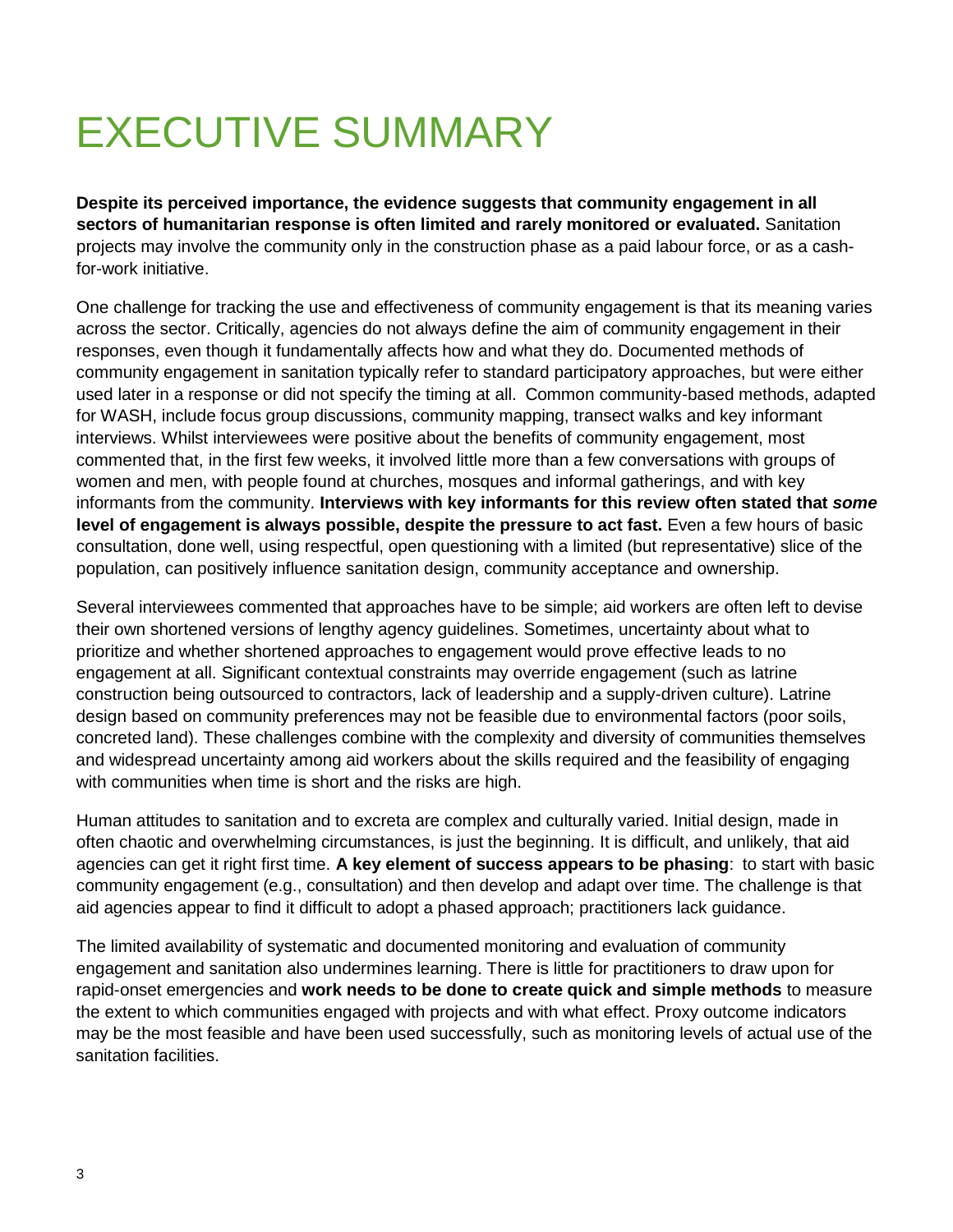# EXECUTIVE SUMMARY

**Despite its perceived importance, the evidence suggests that community engagement in all sectors of humanitarian response is often limited and rarely monitored or evaluated.** Sanitation projects may involve the community only in the construction phase as a paid labour force, or as a cash-for-work initiative.

One challenge for tracking the use and effectiveness of community engagement is that its meaning varies across the sector. Critically, agencies do not always define the aim of community engagement in their responses, even though it fundamentally affects how and what they do. Documented methods of community engagement in sanitation typically refer to standard participatory approaches, but were either used later in a response or did not specify the timing at all. Common community-based methods, adapted for WASH, include focus group discussions, community mapping, transect walks and key informant interviews. Whilst interviewees were positive about the benefits of community engagement, most commented that, in the first few weeks, it involved little more than a few conversations with groups of women and men, with people found at churches, mosques and informal gatherings, and with key informants from the community. **Interviews with key informants for this review often stated that *some* level of engagement is always possible, despite the pressure to act fast.** Even a few hours of basic consultation, done well, using respectful, open questioning with a limited (but representative) slice of the population, can positively influence sanitation design, community acceptance and ownership.

Several interviewees commented that approaches have to be simple; aid workers are often left to devise their own shortened versions of lengthy agency guidelines. Sometimes, uncertainty about what to prioritize and whether shortened approaches to engagement would prove effective leads to no engagement at all. Significant contextual constraints may override engagement (such as latrine construction being outsourced to contractors, lack of leadership and a supply-driven culture). Latrine design based on community preferences may not be feasible due to environmental factors (poor soils, concreted land). These challenges combine with the complexity and diversity of communities themselves and widespread uncertainty among aid workers about the skills required and the feasibility of engaging with communities when time is short and the risks are high.

Human attitudes to sanitation and to excreta are complex and culturally varied. Initial design, made in often chaotic and overwhelming circumstances, is just the beginning. It is difficult, and unlikely, that aid agencies can get it right first time. **A key element of success appears to be phasing**: to start with basic community engagement (e.g., consultation) and then develop and adapt over time. The challenge is that aid agencies appear to find it difficult to adopt a phased approach; practitioners lack guidance.

The limited availability of systematic and documented monitoring and evaluation of community engagement and sanitation also undermines learning. There is little for practitioners to draw upon for rapid-onset emergencies and **work needs to be done to create quick and simple methods** to measure the extent to which communities engaged with projects and with what effect. Proxy outcome indicators may be the most feasible and have been used successfully, such as monitoring levels of actual use of the sanitation facilities.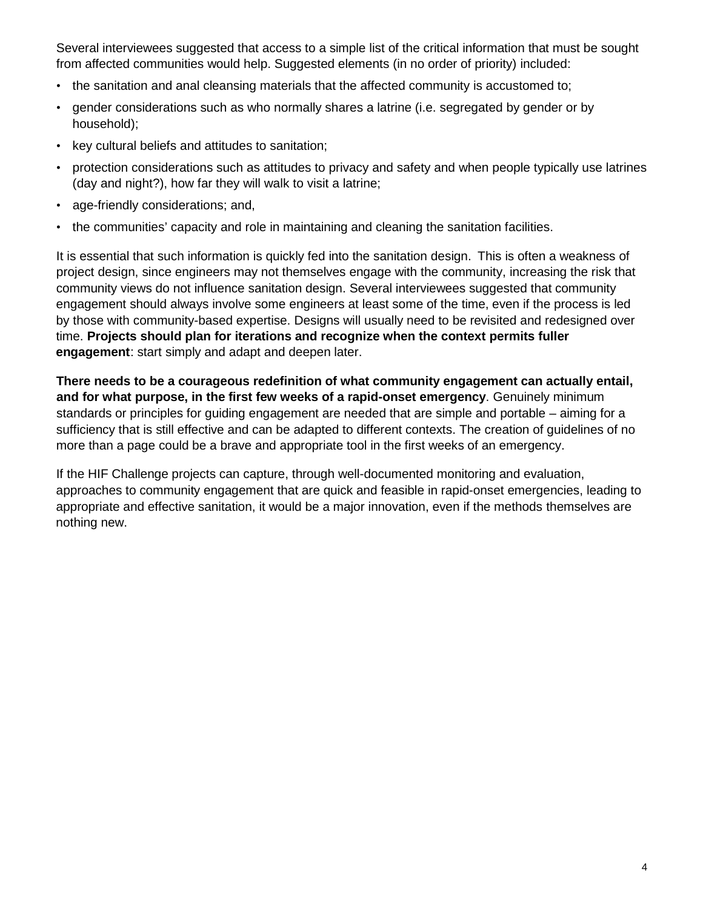Several interviewees suggested that access to a simple list of the critical information that must be sought from affected communities would help. Suggested elements (in no order of priority) included:

- the sanitation and anal cleansing materials that the affected community is accustomed to;
- gender considerations such as who normally shares a latrine (i.e. segregated by gender or by household);
- key cultural beliefs and attitudes to sanitation;
- protection considerations such as attitudes to privacy and safety and when people typically use latrines (day and night?), how far they will walk to visit a latrine;
- age-friendly considerations; and,
- the communities' capacity and role in maintaining and cleaning the sanitation facilities.

It is essential that such information is quickly fed into the sanitation design. This is often a weakness of project design, since engineers may not themselves engage with the community, increasing the risk that community views do not influence sanitation design. Several interviewees suggested that community engagement should always involve some engineers at least some of the time, even if the process is led by those with community-based expertise. Designs will usually need to be revisited and redesigned over time. **Projects should plan for iterations and recognize when the context permits fuller engagement**: start simply and adapt and deepen later.

**There needs to be a courageous redefinition of what community engagement can actually entail, and for what purpose, in the first few weeks of a rapid-onset emergency**. Genuinely minimum standards or principles for guiding engagement are needed that are simple and portable – aiming for a sufficiency that is still effective and can be adapted to different contexts. The creation of guidelines of no more than a page could be a brave and appropriate tool in the first weeks of an emergency.

If the HIF Challenge projects can capture, through well-documented monitoring and evaluation, approaches to community engagement that are quick and feasible in rapid-onset emergencies, leading to appropriate and effective sanitation, it would be a major innovation, even if the methods themselves are nothing new.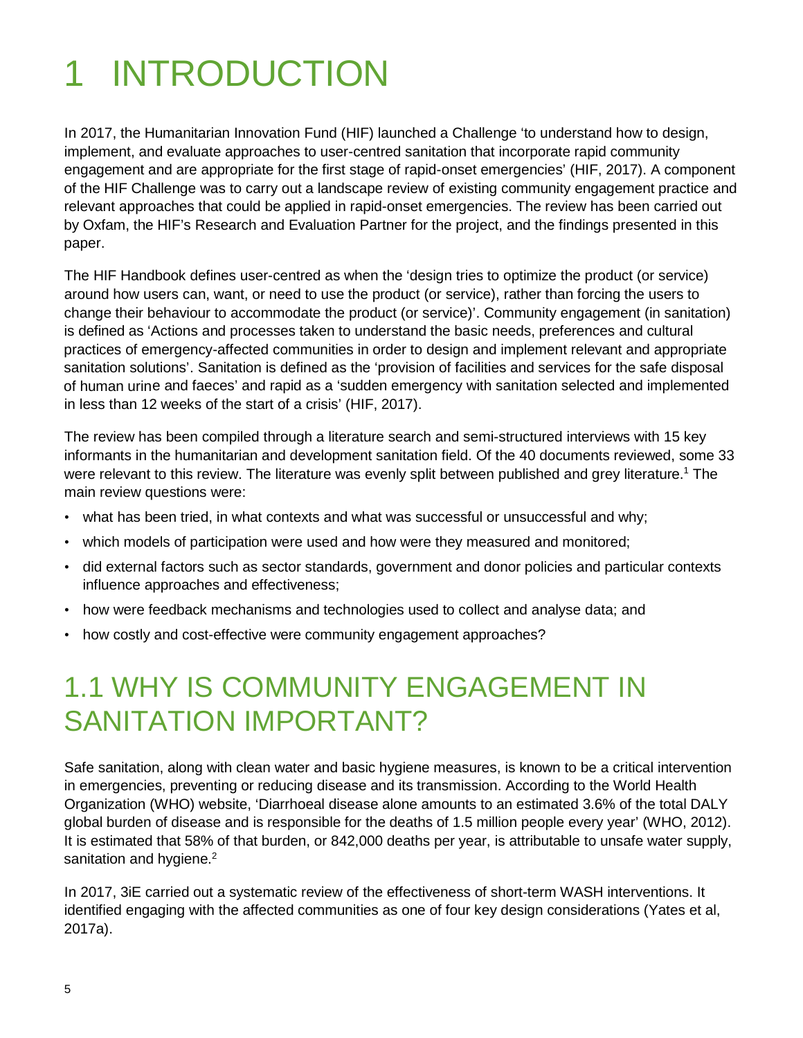# 1 INTRODUCTION

In 2017, the Humanitarian Innovation Fund (HIF) launched a Challenge 'to understand how to design, implement, and evaluate approaches to user-centred sanitation that incorporate rapid community engagement and are appropriate for the first stage of rapid-onset emergencies' (HIF, 2017). A component of the HIF Challenge was to carry out a landscape review of existing community engagement practice and relevant approaches that could be applied in rapid-onset emergencies. The review has been carried out by Oxfam, the HIF's Research and Evaluation Partner for the project, and the findings presented in this paper.

The HIF Handbook defines user-centred as when the 'design tries to optimize the product (or service) around how users can, want, or need to use the product (or service), rather than forcing the users to change their behaviour to accommodate the product (or service)'. Community engagement (in sanitation) is defined as 'Actions and processes taken to understand the basic needs, preferences and cultural practices of emergency-affected communities in order to design and implement relevant and appropriate sanitation solutions'. Sanitation is defined as the 'provision of facilities and services for the safe disposal of human urine and faeces' and rapid as a 'sudden emergency with sanitation selected and implemented in less than 12 weeks of the start of a crisis' (HIF, 2017).

The review has been compiled through a literature search and semi-structured interviews with 15 key informants in the humanitarian and development sanitation field. Of the 40 documents reviewed, some 33 were relevant to this review. The literature was evenly split between published and grey literature.[1] The main review questions were:

- what has been tried, in what contexts and what was successful or unsuccessful and why;
- which models of participation were used and how were they measured and monitored;
- did external factors such as sector standards, government and donor policies and particular contexts influence approaches and effectiveness;
- how were feedback mechanisms and technologies used to collect and analyse data; and
- how costly and cost-effective were community engagement approaches?

## 1.1 WHY IS COMMUNITY ENGAGEMENT IN SANITATION IMPORTANT?

Safe sanitation, along with clean water and basic hygiene measures, is known to be a critical intervention in emergencies, preventing or reducing disease and its transmission. According to the World Health Organization (WHO) website, 'Diarrhoeal disease alone amounts to an estimated 3.6% of the total DALY global burden of disease and is responsible for the deaths of 1.5 million people every year' (WHO, 2012). It is estimated that 58% of that burden, or 842,000 deaths per year, is attributable to unsafe water supply, sanitation and hygiene.[2]

In 2017, 3iE carried out a systematic review of the effectiveness of short-term WASH interventions. It identified engaging with the affected communities as one of four key design considerations (Yates et al, 2017a).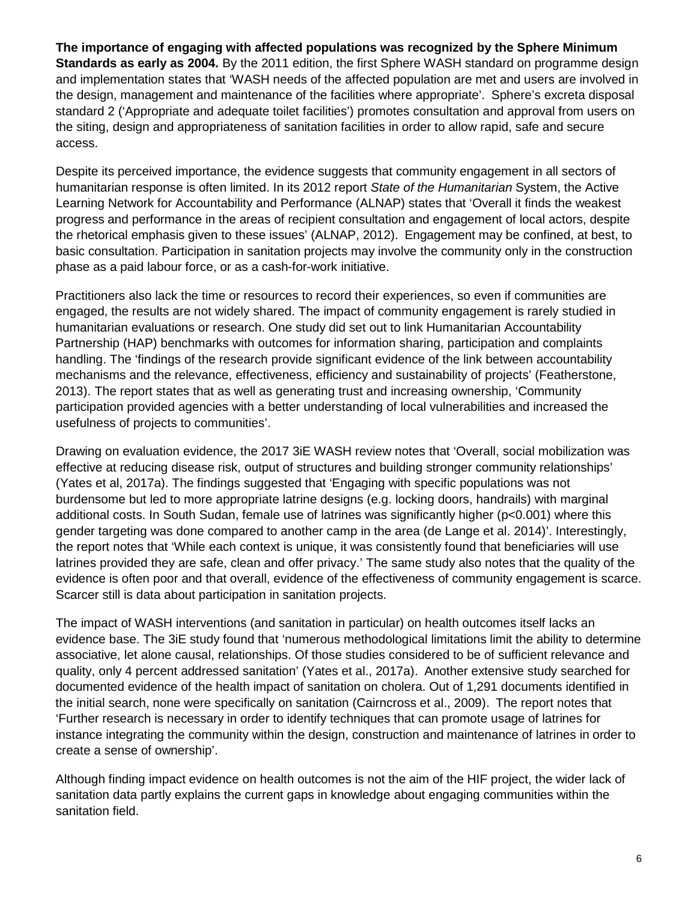**The importance of engaging with affected populations was recognized by the Sphere Minimum Standards as early as 2004.** By the 2011 edition, the first Sphere WASH standard on programme design and implementation states that 'WASH needs of the affected population are met and users are involved in the design, management and maintenance of the facilities where appropriate'. Sphere's excreta disposal standard 2 ('Appropriate and adequate toilet facilities') promotes consultation and approval from users on the siting, design and appropriateness of sanitation facilities in order to allow rapid, safe and secure access.

Despite its perceived importance, the evidence suggests that community engagement in all sectors of humanitarian response is often limited. In its 2012 report *State of the Humanitarian* System, the Active Learning Network for Accountability and Performance (ALNAP) states that 'Overall it finds the weakest progress and performance in the areas of recipient consultation and engagement of local actors, despite the rhetorical emphasis given to these issues' (ALNAP, 2012). Engagement may be confined, at best, to basic consultation. Participation in sanitation projects may involve the community only in the construction phase as a paid labour force, or as a cash-for-work initiative.

Practitioners also lack the time or resources to record their experiences, so even if communities are engaged, the results are not widely shared. The impact of community engagement is rarely studied in humanitarian evaluations or research. One study did set out to link Humanitarian Accountability Partnership (HAP) benchmarks with outcomes for information sharing, participation and complaints handling. The 'findings of the research provide significant evidence of the link between accountability mechanisms and the relevance, effectiveness, efficiency and sustainability of projects' (Featherstone, 2013). The report states that as well as generating trust and increasing ownership, 'Community participation provided agencies with a better understanding of local vulnerabilities and increased the usefulness of projects to communities'.

Drawing on evaluation evidence, the 2017 3iE WASH review notes that 'Overall, social mobilization was effective at reducing disease risk, output of structures and building stronger community relationships' (Yates et al, 2017a). The findings suggested that 'Engaging with specific populations was not burdensome but led to more appropriate latrine designs (e.g. locking doors, handrails) with marginal additional costs. In South Sudan, female use of latrines was significantly higher ($p<0.001$) where this gender targeting was done compared to another camp in the area (de Lange et al. 2014)'. Interestingly, the report notes that 'While each context is unique, it was consistently found that beneficiaries will use latrines provided they are safe, clean and offer privacy.' The same study also notes that the quality of the evidence is often poor and that overall, evidence of the effectiveness of community engagement is scarce. Scarcer still is data about participation in sanitation projects.

The impact of WASH interventions (and sanitation in particular) on health outcomes itself lacks an evidence base. The 3iE study found that 'numerous methodological limitations limit the ability to determine associative, let alone causal, relationships. Of those studies considered to be of sufficient relevance and quality, only 4 percent addressed sanitation' (Yates et al., 2017a). Another extensive study searched for documented evidence of the health impact of sanitation on cholera. Out of 1,291 documents identified in the initial search, none were specifically on sanitation (Cairncross et al., 2009). The report notes that 'Further research is necessary in order to identify techniques that can promote usage of latrines for instance integrating the community within the design, construction and maintenance of latrines in order to create a sense of ownership'.

Although finding impact evidence on health outcomes is not the aim of the HIF project, the wider lack of sanitation data partly explains the current gaps in knowledge about engaging communities within the sanitation field.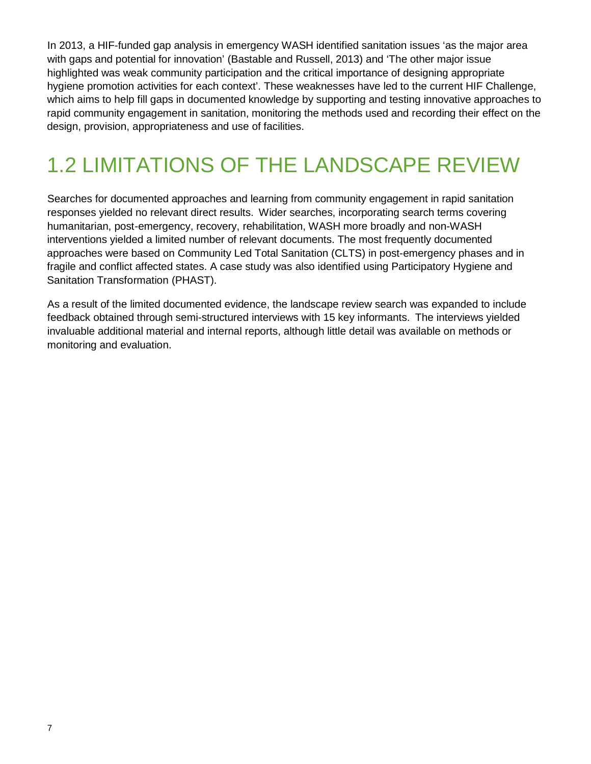In 2013, a HIF-funded gap analysis in emergency WASH identified sanitation issues 'as the major area with gaps and potential for innovation' (Bastable and Russell, 2013) and 'The other major issue highlighted was weak community participation and the critical importance of designing appropriate hygiene promotion activities for each context'. These weaknesses have led to the current HIF Challenge, which aims to help fill gaps in documented knowledge by supporting and testing innovative approaches to rapid community engagement in sanitation, monitoring the methods used and recording their effect on the design, provision, appropriateness and use of facilities.

## 1.2 LIMITATIONS OF THE LANDSCAPE REVIEW

Searches for documented approaches and learning from community engagement in rapid sanitation responses yielded no relevant direct results. Wider searches, incorporating search terms covering humanitarian, post-emergency, recovery, rehabilitation, WASH more broadly and non-WASH interventions yielded a limited number of relevant documents. The most frequently documented approaches were based on Community Led Total Sanitation (CLTS) in post-emergency phases and in fragile and conflict affected states. A case study was also identified using Participatory Hygiene and Sanitation Transformation (PHAST).

As a result of the limited documented evidence, the landscape review search was expanded to include feedback obtained through semi-structured interviews with 15 key informants. The interviews yielded invaluable additional material and internal reports, although little detail was available on methods or monitoring and evaluation.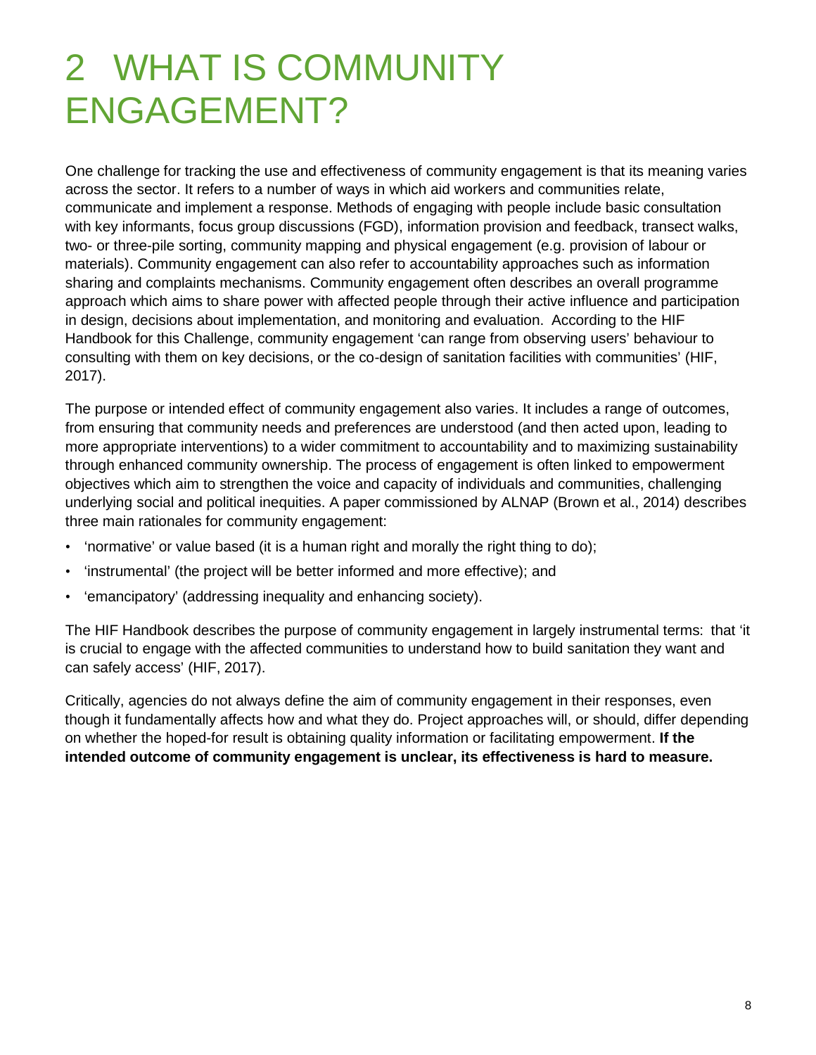# 2 WHAT IS COMMUNITY ENGAGEMENT?

One challenge for tracking the use and effectiveness of community engagement is that its meaning varies across the sector. It refers to a number of ways in which aid workers and communities relate, communicate and implement a response. Methods of engaging with people include basic consultation with key informants, focus group discussions (FGD), information provision and feedback, transect walks, two- or three-pile sorting, community mapping and physical engagement (e.g. provision of labour or materials). Community engagement can also refer to accountability approaches such as information sharing and complaints mechanisms. Community engagement often describes an overall programme approach which aims to share power with affected people through their active influence and participation in design, decisions about implementation, and monitoring and evaluation. According to the HIF Handbook for this Challenge, community engagement 'can range from observing users' behaviour to consulting with them on key decisions, or the co-design of sanitation facilities with communities' (HIF, 2017).

The purpose or intended effect of community engagement also varies. It includes a range of outcomes, from ensuring that community needs and preferences are understood (and then acted upon, leading to more appropriate interventions) to a wider commitment to accountability and to maximizing sustainability through enhanced community ownership. The process of engagement is often linked to empowerment objectives which aim to strengthen the voice and capacity of individuals and communities, challenging underlying social and political inequities. A paper commissioned by ALNAP (Brown et al., 2014) describes three main rationales for community engagement:

- 'normative' or value based (it is a human right and morally the right thing to do);
- 'instrumental' (the project will be better informed and more effective); and
- 'emancipatory' (addressing inequality and enhancing society).

The HIF Handbook describes the purpose of community engagement in largely instrumental terms: that 'it is crucial to engage with the affected communities to understand how to build sanitation they want and can safely access' (HIF, 2017).

Critically, agencies do not always define the aim of community engagement in their responses, even though it fundamentally affects how and what they do. Project approaches will, or should, differ depending on whether the hoped-for result is obtaining quality information or facilitating empowerment. **If the intended outcome of community engagement is unclear, its effectiveness is hard to measure.**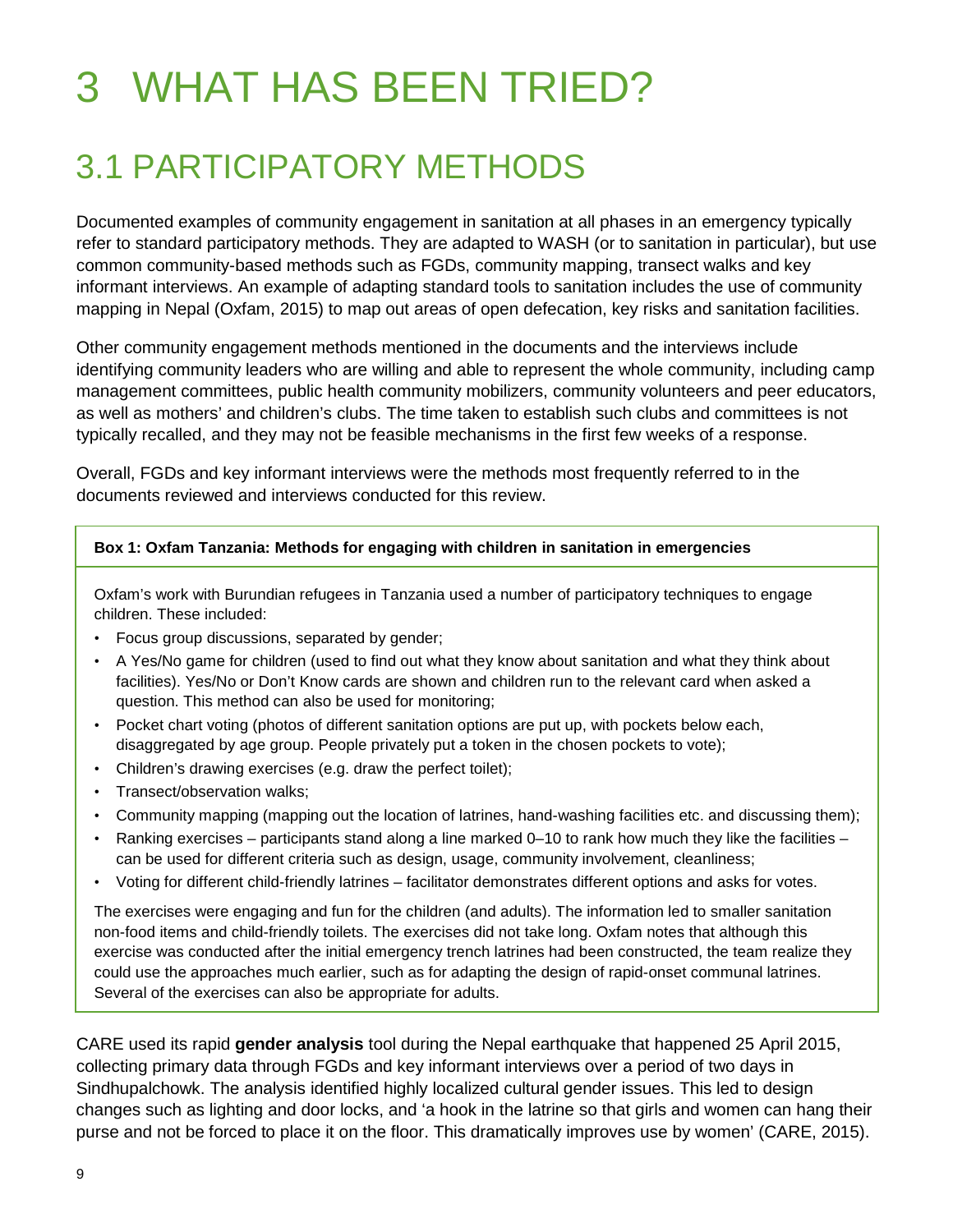# 3 WHAT HAS BEEN TRIED?

## 3.1 PARTICIPATORY METHODS

Documented examples of community engagement in sanitation at all phases in an emergency typically refer to standard participatory methods. They are adapted to WASH (or to sanitation in particular), but use common community-based methods such as FGDs, community mapping, transect walks and key informant interviews. An example of adapting standard tools to sanitation includes the use of community mapping in Nepal (Oxfam, 2015) to map out areas of open defecation, key risks and sanitation facilities.

Other community engagement methods mentioned in the documents and the interviews include identifying community leaders who are willing and able to represent the whole community, including camp management committees, public health community mobilizers, community volunteers and peer educators, as well as mothers' and children's clubs. The time taken to establish such clubs and committees is not typically recalled, and they may not be feasible mechanisms in the first few weeks of a response.

Overall, FGDs and key informant interviews were the methods most frequently referred to in the documents reviewed and interviews conducted for this review.

**Box 1: Oxfam Tanzania: Methods for engaging with children in sanitation in emergencies**

Oxfam's work with Burundian refugees in Tanzania used a number of participatory techniques to engage children. These included:

- Focus group discussions, separated by gender;
- A Yes/No game for children (used to find out what they know about sanitation and what they think about facilities). Yes/No or Don't Know cards are shown and children run to the relevant card when asked a question. This method can also be used for monitoring;
- Pocket chart voting (photos of different sanitation options are put up, with pockets below each, disaggregated by age group. People privately put a token in the chosen pockets to vote);
- Children's drawing exercises (e.g. draw the perfect toilet);
- Transect/observation walks;
- Community mapping (mapping out the location of latrines, hand-washing facilities etc. and discussing them);
- Ranking exercises – participants stand along a line marked 0–10 to rank how much they like the facilities – can be used for different criteria such as design, usage, community involvement, cleanliness;
- Voting for different child-friendly latrines – facilitator demonstrates different options and asks for votes.

The exercises were engaging and fun for the children (and adults). The information led to smaller sanitation non-food items and child-friendly toilets. The exercises did not take long. Oxfam notes that although this exercise was conducted after the initial emergency trench latrines had been constructed, the team realize they could use the approaches much earlier, such as for adapting the design of rapid-onset communal latrines. Several of the exercises can also be appropriate for adults.

CARE used its rapid **gender analysis** tool during the Nepal earthquake that happened 25 April 2015, collecting primary data through FGDs and key informant interviews over a period of two days in Sindhupalchowk. The analysis identified highly localized cultural gender issues. This led to design changes such as lighting and door locks, and 'a hook in the latrine so that girls and women can hang their purse and not be forced to place it on the floor. This dramatically improves use by women' (CARE, 2015).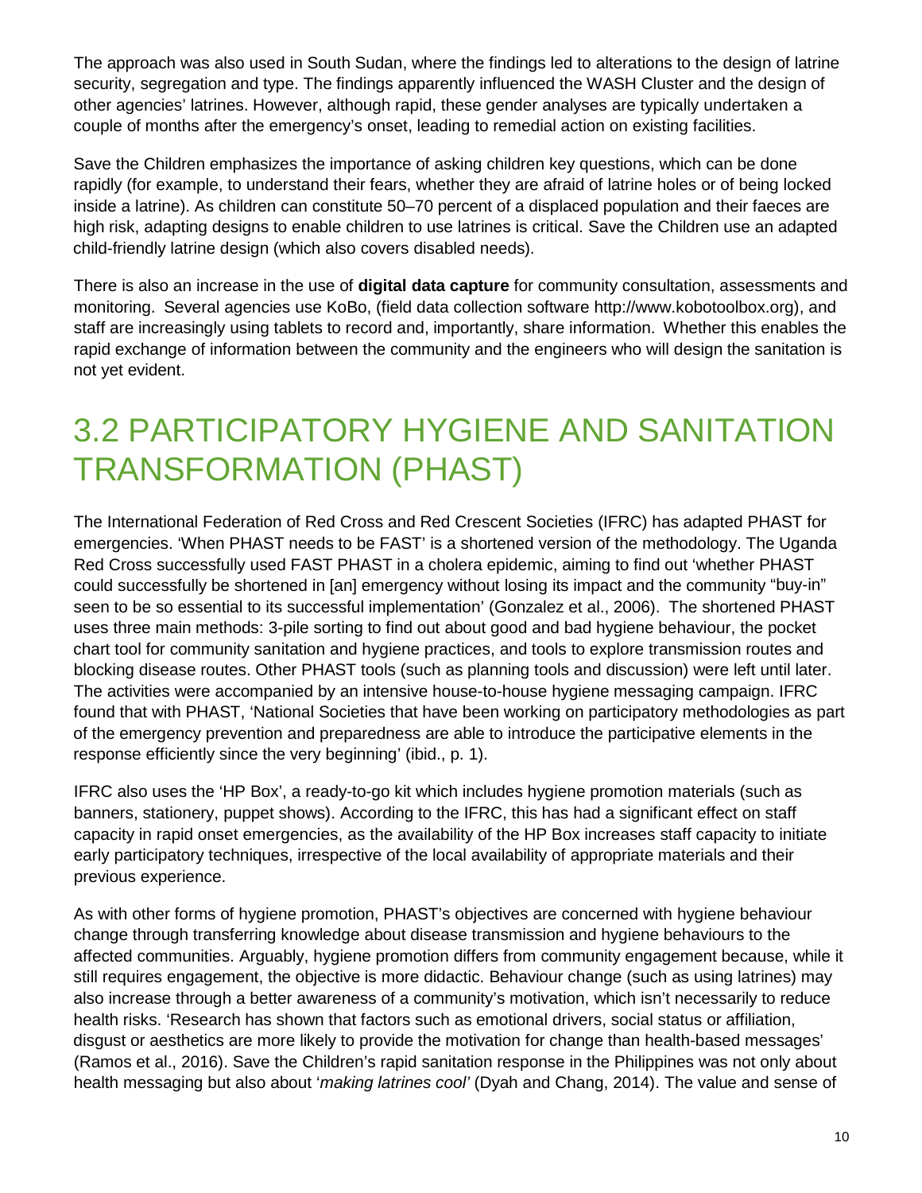The approach was also used in South Sudan, where the findings led to alterations to the design of latrine security, segregation and type. The findings apparently influenced the WASH Cluster and the design of other agencies' latrines. However, although rapid, these gender analyses are typically undertaken a couple of months after the emergency's onset, leading to remedial action on existing facilities.

Save the Children emphasizes the importance of asking children key questions, which can be done rapidly (for example, to understand their fears, whether they are afraid of latrine holes or of being locked inside a latrine). As children can constitute 50–70 percent of a displaced population and their faeces are high risk, adapting designs to enable children to use latrines is critical. Save the Children use an adapted child-friendly latrine design (which also covers disabled needs).

There is also an increase in the use of **digital data capture** for community consultation, assessments and monitoring. Several agencies use KoBo, (field data collection software http://www.kobotoolbox.org), and staff are increasingly using tablets to record and, importantly, share information. Whether this enables the rapid exchange of information between the community and the engineers who will design the sanitation is not yet evident.

## 3.2 PARTICIPATORY HYGIENE AND SANITATION TRANSFORMATION (PHAST)

The International Federation of Red Cross and Red Crescent Societies (IFRC) has adapted PHAST for emergencies. 'When PHAST needs to be FAST' is a shortened version of the methodology. The Uganda Red Cross successfully used FAST PHAST in a cholera epidemic, aiming to find out 'whether PHAST could successfully be shortened in [an] emergency without losing its impact and the community "buy-in" seen to be so essential to its successful implementation' (Gonzalez et al., 2006). The shortened PHAST uses three main methods: 3-pile sorting to find out about good and bad hygiene behaviour, the pocket chart tool for community sanitation and hygiene practices, and tools to explore transmission routes and blocking disease routes. Other PHAST tools (such as planning tools and discussion) were left until later. The activities were accompanied by an intensive house-to-house hygiene messaging campaign. IFRC found that with PHAST, 'National Societies that have been working on participatory methodologies as part of the emergency prevention and preparedness are able to introduce the participative elements in the response efficiently since the very beginning' (ibid., p. 1).

IFRC also uses the 'HP Box', a ready-to-go kit which includes hygiene promotion materials (such as banners, stationery, puppet shows). According to the IFRC, this has had a significant effect on staff capacity in rapid onset emergencies, as the availability of the HP Box increases staff capacity to initiate early participatory techniques, irrespective of the local availability of appropriate materials and their previous experience.

As with other forms of hygiene promotion, PHAST's objectives are concerned with hygiene behaviour change through transferring knowledge about disease transmission and hygiene behaviours to the affected communities. Arguably, hygiene promotion differs from community engagement because, while it still requires engagement, the objective is more didactic. Behaviour change (such as using latrines) may also increase through a better awareness of a community's motivation, which isn't necessarily to reduce health risks. 'Research has shown that factors such as emotional drivers, social status or affiliation, disgust or aesthetics are more likely to provide the motivation for change than health-based messages' (Ramos et al., 2016). Save the Children's rapid sanitation response in the Philippines was not only about health messaging but also about '*making latrines cool'* (Dyah and Chang, 2014). The value and sense of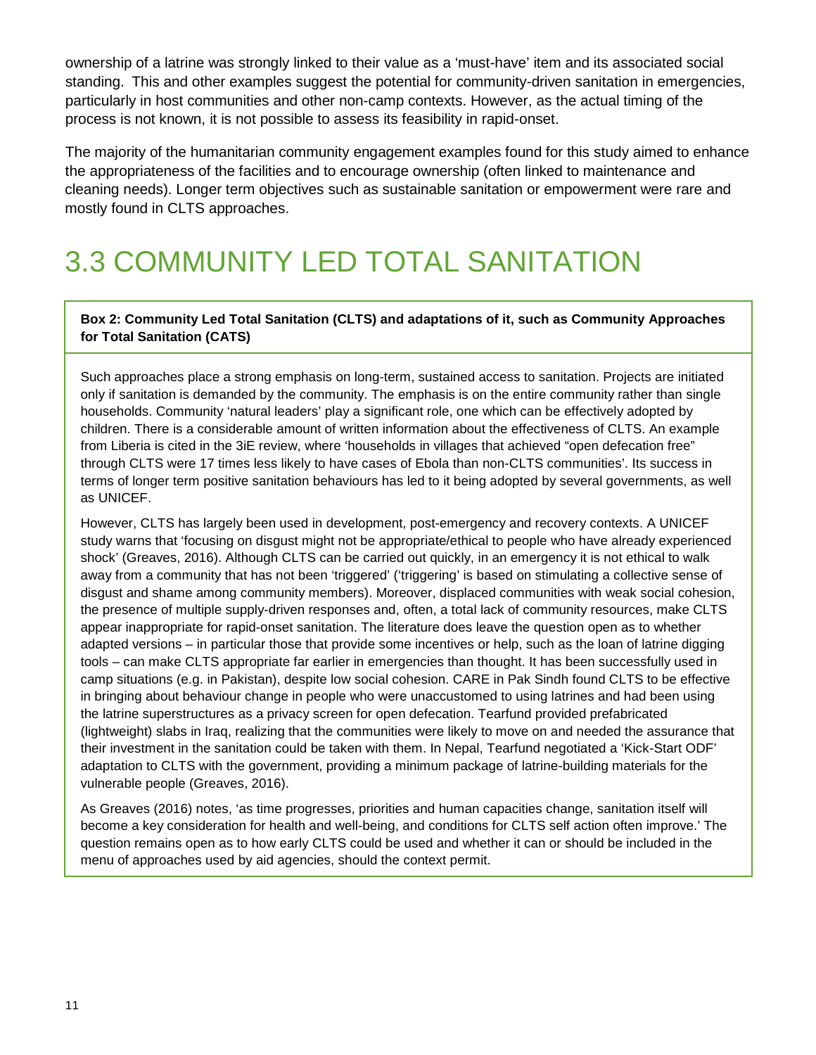ownership of a latrine was strongly linked to their value as a 'must-have' item and its associated social standing. This and other examples suggest the potential for community-driven sanitation in emergencies, particularly in host communities and other non-camp contexts. However, as the actual timing of the process is not known, it is not possible to assess its feasibility in rapid-onset.

The majority of the humanitarian community engagement examples found for this study aimed to enhance the appropriateness of the facilities and to encourage ownership (often linked to maintenance and cleaning needs). Longer term objectives such as sustainable sanitation or empowerment were rare and mostly found in CLTS approaches.

# 3.3 COMMUNITY LED TOTAL SANITATION

**Box 2: Community Led Total Sanitation (CLTS) and adaptations of it, such as Community Approaches for Total Sanitation (CATS)**

Such approaches place a strong emphasis on long-term, sustained access to sanitation. Projects are initiated only if sanitation is demanded by the community. The emphasis is on the entire community rather than single households. Community 'natural leaders' play a significant role, one which can be effectively adopted by children. There is a considerable amount of written information about the effectiveness of CLTS. An example from Liberia is cited in the 3iE review, where 'households in villages that achieved "open defecation free" through CLTS were 17 times less likely to have cases of Ebola than non-CLTS communities'. Its success in terms of longer term positive sanitation behaviours has led to it being adopted by several governments, as well as UNICEF.

However, CLTS has largely been used in development, post-emergency and recovery contexts. A UNICEF study warns that 'focusing on disgust might not be appropriate/ethical to people who have already experienced shock' (Greaves, 2016). Although CLTS can be carried out quickly, in an emergency it is not ethical to walk away from a community that has not been 'triggered' ('triggering' is based on stimulating a collective sense of disgust and shame among community members). Moreover, displaced communities with weak social cohesion, the presence of multiple supply-driven responses and, often, a total lack of community resources, make CLTS appear inappropriate for rapid-onset sanitation. The literature does leave the question open as to whether adapted versions – in particular those that provide some incentives or help, such as the loan of latrine digging tools – can make CLTS appropriate far earlier in emergencies than thought. It has been successfully used in camp situations (e.g. in Pakistan), despite low social cohesion. CARE in Pak Sindh found CLTS to be effective in bringing about behaviour change in people who were unaccustomed to using latrines and had been using the latrine superstructures as a privacy screen for open defecation. Tearfund provided prefabricated (lightweight) slabs in Iraq, realizing that the communities were likely to move on and needed the assurance that their investment in the sanitation could be taken with them. In Nepal, Tearfund negotiated a 'Kick-Start ODF' adaptation to CLTS with the government, providing a minimum package of latrine-building materials for the vulnerable people (Greaves, 2016).

As Greaves (2016) notes, 'as time progresses, priorities and human capacities change, sanitation itself will become a key consideration for health and well-being, and conditions for CLTS self action often improve.' The question remains open as to how early CLTS could be used and whether it can or should be included in the menu of approaches used by aid agencies, should the context permit.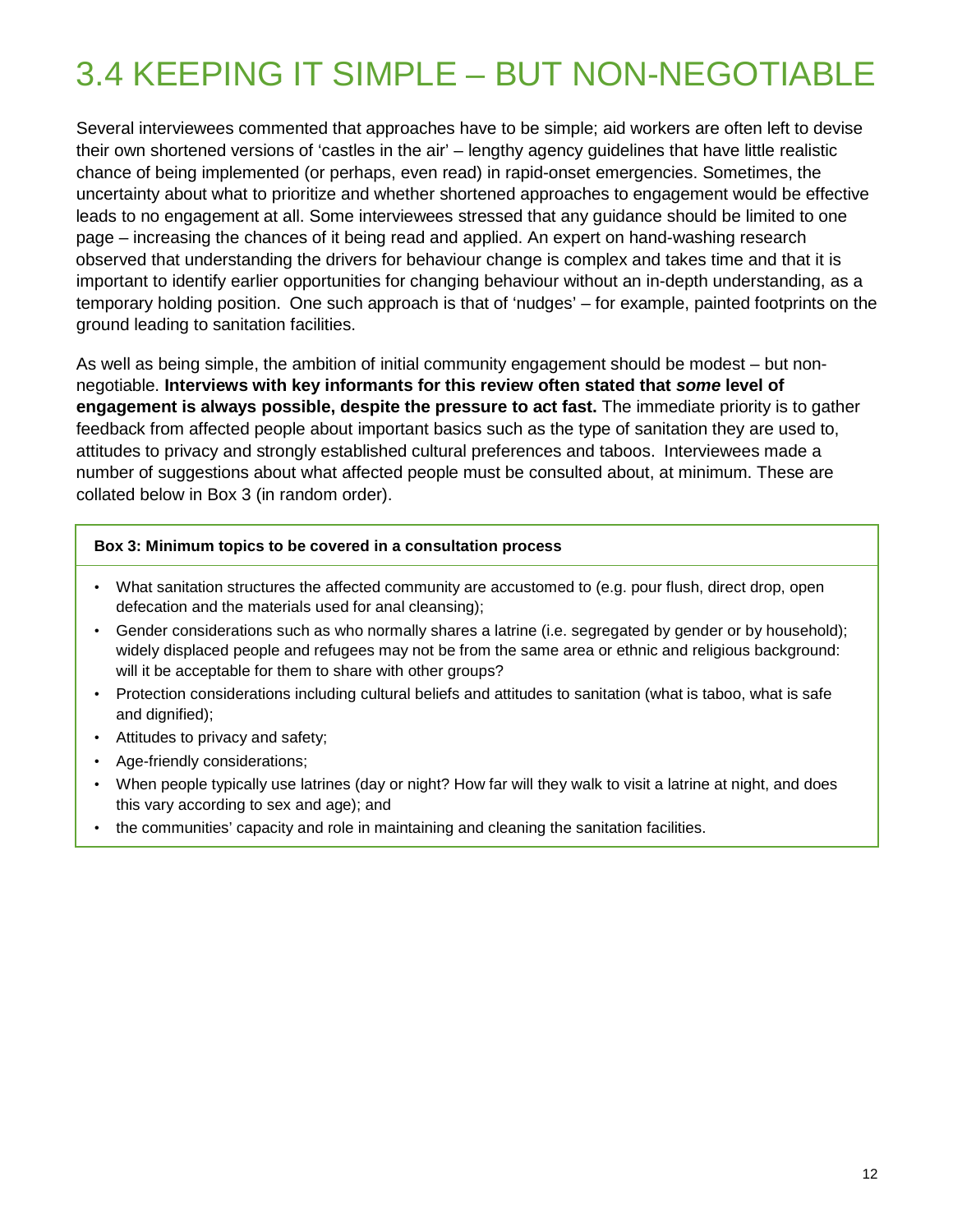# 3.4 KEEPING IT SIMPLE – BUT NON-NEGOTIABLE

Several interviewees commented that approaches have to be simple; aid workers are often left to devise their own shortened versions of 'castles in the air' – lengthy agency guidelines that have little realistic chance of being implemented (or perhaps, even read) in rapid-onset emergencies. Sometimes, the uncertainty about what to prioritize and whether shortened approaches to engagement would be effective leads to no engagement at all. Some interviewees stressed that any guidance should be limited to one page – increasing the chances of it being read and applied. An expert on hand-washing research observed that understanding the drivers for behaviour change is complex and takes time and that it is important to identify earlier opportunities for changing behaviour without an in-depth understanding, as a temporary holding position. One such approach is that of 'nudges' – for example, painted footprints on the ground leading to sanitation facilities.

As well as being simple, the ambition of initial community engagement should be modest – but non-negotiable. **Interviews with key informants for this review often stated that *some* level of engagement is always possible, despite the pressure to act fast.** The immediate priority is to gather feedback from affected people about important basics such as the type of sanitation they are used to, attitudes to privacy and strongly established cultural preferences and taboos. Interviewees made a number of suggestions about what affected people must be consulted about, at minimum. These are collated below in Box 3 (in random order).

**Box 3: Minimum topics to be covered in a consultation process**

- What sanitation structures the affected community are accustomed to (e.g. pour flush, direct drop, open defecation and the materials used for anal cleansing);
- Gender considerations such as who normally shares a latrine (i.e. segregated by gender or by household); widely displaced people and refugees may not be from the same area or ethnic and religious background: will it be acceptable for them to share with other groups?
- Protection considerations including cultural beliefs and attitudes to sanitation (what is taboo, what is safe and dignified);
- Attitudes to privacy and safety;
- Age-friendly considerations;
- When people typically use latrines (day or night? How far will they walk to visit a latrine at night, and does this vary according to sex and age); and
- the communities' capacity and role in maintaining and cleaning the sanitation facilities.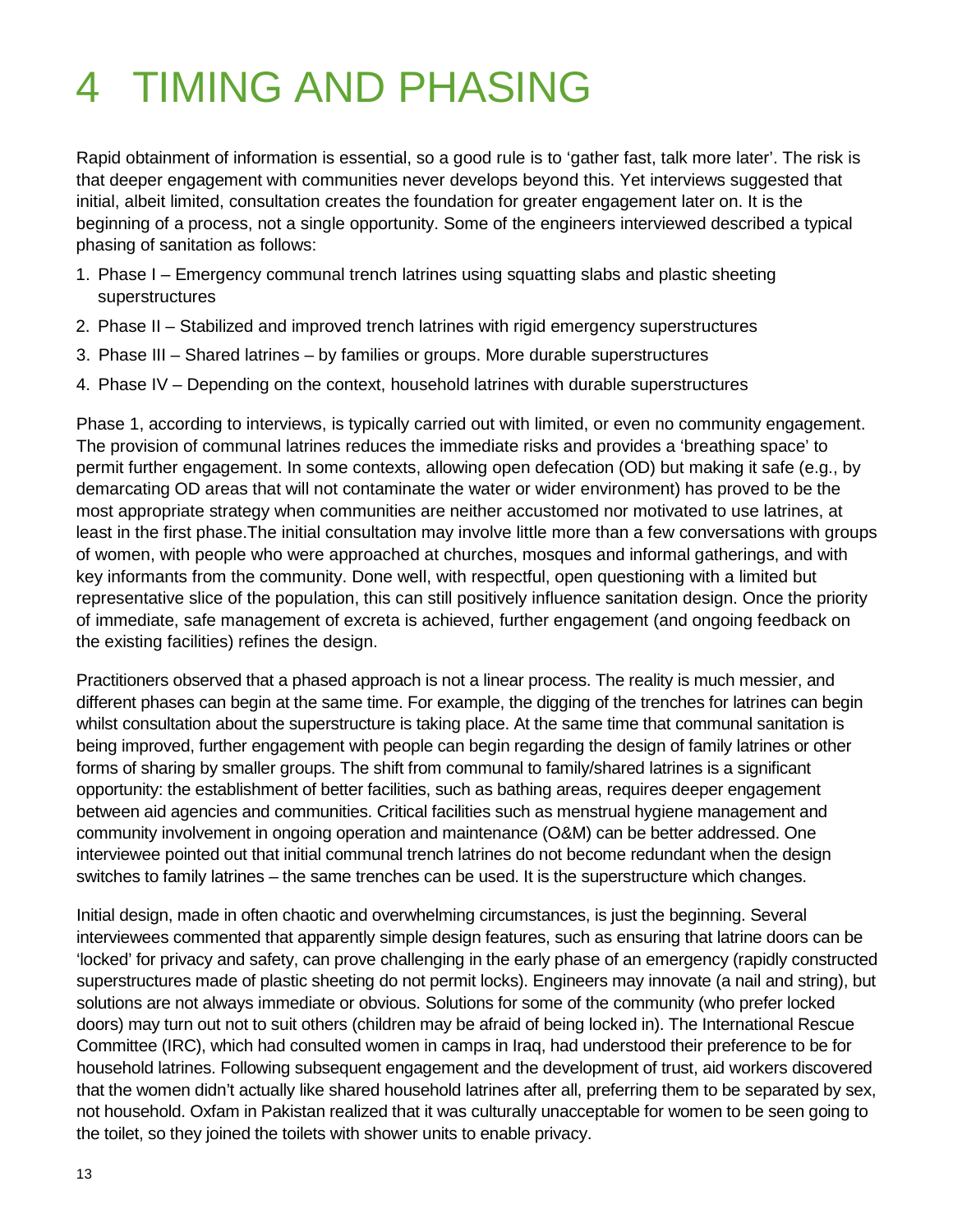# 4 TIMING AND PHASING

Rapid obtainment of information is essential, so a good rule is to 'gather fast, talk more later'. The risk is that deeper engagement with communities never develops beyond this. Yet interviews suggested that initial, albeit limited, consultation creates the foundation for greater engagement later on. It is the beginning of a process, not a single opportunity. Some of the engineers interviewed described a typical phasing of sanitation as follows:

1. Phase I – Emergency communal trench latrines using squatting slabs and plastic sheeting superstructures
2. Phase II – Stabilized and improved trench latrines with rigid emergency superstructures
3. Phase III – Shared latrines – by families or groups. More durable superstructures
4. Phase IV – Depending on the context, household latrines with durable superstructures

Phase 1, according to interviews, is typically carried out with limited, or even no community engagement. The provision of communal latrines reduces the immediate risks and provides a 'breathing space' to permit further engagement. In some contexts, allowing open defecation (OD) but making it safe (e.g., by demarcating OD areas that will not contaminate the water or wider environment) has proved to be the most appropriate strategy when communities are neither accustomed nor motivated to use latrines, at least in the first phase.The initial consultation may involve little more than a few conversations with groups of women, with people who were approached at churches, mosques and informal gatherings, and with key informants from the community. Done well, with respectful, open questioning with a limited but representative slice of the population, this can still positively influence sanitation design. Once the priority of immediate, safe management of excreta is achieved, further engagement (and ongoing feedback on the existing facilities) refines the design.

Practitioners observed that a phased approach is not a linear process. The reality is much messier, and different phases can begin at the same time. For example, the digging of the trenches for latrines can begin whilst consultation about the superstructure is taking place. At the same time that communal sanitation is being improved, further engagement with people can begin regarding the design of family latrines or other forms of sharing by smaller groups. The shift from communal to family/shared latrines is a significant opportunity: the establishment of better facilities, such as bathing areas, requires deeper engagement between aid agencies and communities. Critical facilities such as menstrual hygiene management and community involvement in ongoing operation and maintenance (O&M) can be better addressed. One interviewee pointed out that initial communal trench latrines do not become redundant when the design switches to family latrines – the same trenches can be used. It is the superstructure which changes.

Initial design, made in often chaotic and overwhelming circumstances, is just the beginning. Several interviewees commented that apparently simple design features, such as ensuring that latrine doors can be 'locked' for privacy and safety, can prove challenging in the early phase of an emergency (rapidly constructed superstructures made of plastic sheeting do not permit locks). Engineers may innovate (a nail and string), but solutions are not always immediate or obvious. Solutions for some of the community (who prefer locked doors) may turn out not to suit others (children may be afraid of being locked in). The International Rescue Committee (IRC), which had consulted women in camps in Iraq, had understood their preference to be for household latrines. Following subsequent engagement and the development of trust, aid workers discovered that the women didn't actually like shared household latrines after all, preferring them to be separated by sex, not household. Oxfam in Pakistan realized that it was culturally unacceptable for women to be seen going to the toilet, so they joined the toilets with shower units to enable privacy.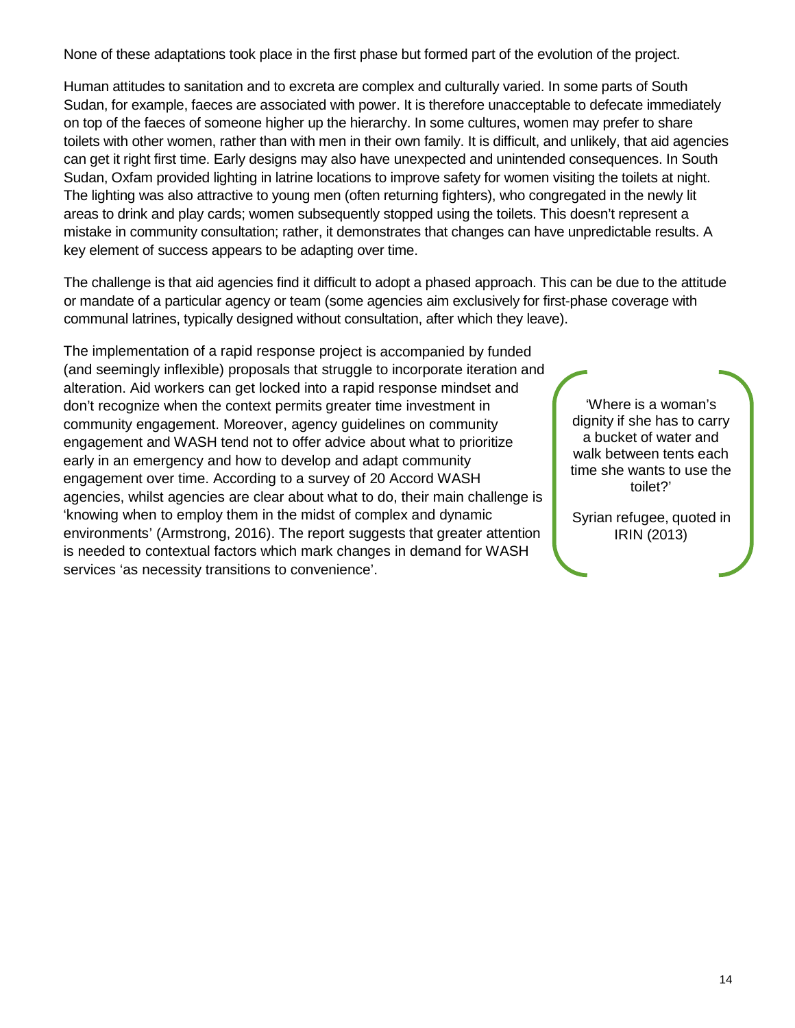None of these adaptations took place in the first phase but formed part of the evolution of the project.

Human attitudes to sanitation and to excreta are complex and culturally varied. In some parts of South Sudan, for example, faeces are associated with power. It is therefore unacceptable to defecate immediately on top of the faeces of someone higher up the hierarchy. In some cultures, women may prefer to share toilets with other women, rather than with men in their own family. It is difficult, and unlikely, that aid agencies can get it right first time. Early designs may also have unexpected and unintended consequences. In South Sudan, Oxfam provided lighting in latrine locations to improve safety for women visiting the toilets at night. The lighting was also attractive to young men (often returning fighters), who congregated in the newly lit areas to drink and play cards; women subsequently stopped using the toilets. This doesn't represent a mistake in community consultation; rather, it demonstrates that changes can have unpredictable results. A key element of success appears to be adapting over time.

The challenge is that aid agencies find it difficult to adopt a phased approach. This can be due to the attitude or mandate of a particular agency or team (some agencies aim exclusively for first-phase coverage with communal latrines, typically designed without consultation, after which they leave).

The implementation of a rapid response project is accompanied by funded (and seemingly inflexible) proposals that struggle to incorporate iteration and alteration. Aid workers can get locked into a rapid response mindset and don't recognize when the context permits greater time investment in community engagement. Moreover, agency guidelines on community engagement and WASH tend not to offer advice about what to prioritize early in an emergency and how to develop and adapt community engagement over time. According to a survey of 20 Accord WASH agencies, whilst agencies are clear about what to do, their main challenge is 'knowing when to employ them in the midst of complex and dynamic environments' (Armstrong, 2016). The report suggests that greater attention is needed to contextual factors which mark changes in demand for WASH services 'as necessity transitions to convenience'.

> 'Where is a woman's dignity if she has to carry a bucket of water and walk between tents each time she wants to use the toilet?'
>
> Syrian refugee, quoted in IRIN (2013)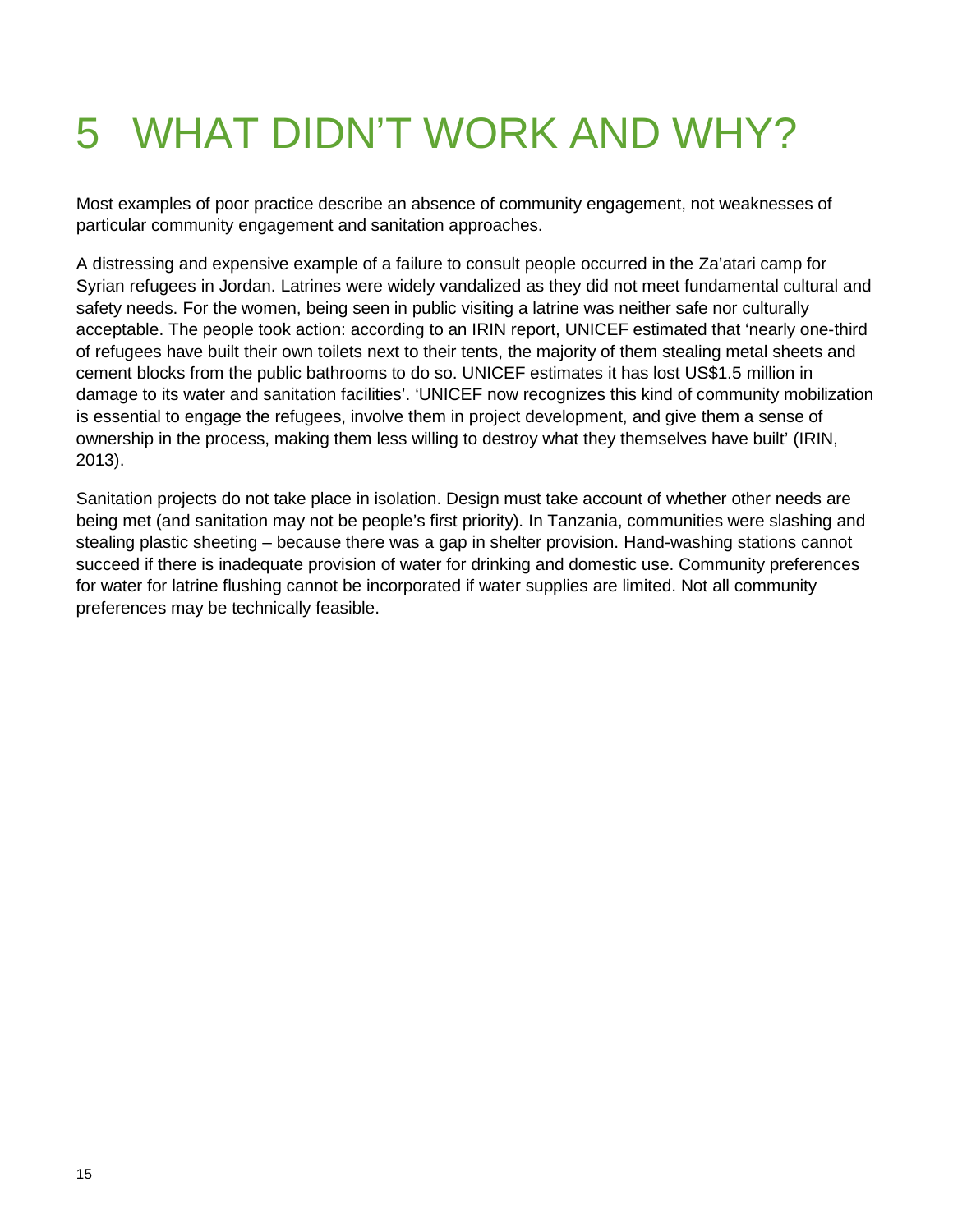# 5 WHAT DIDN'T WORK AND WHY?

Most examples of poor practice describe an absence of community engagement, not weaknesses of particular community engagement and sanitation approaches.

A distressing and expensive example of a failure to consult people occurred in the Za'atari camp for Syrian refugees in Jordan. Latrines were widely vandalized as they did not meet fundamental cultural and safety needs. For the women, being seen in public visiting a latrine was neither safe nor culturally acceptable. The people took action: according to an IRIN report, UNICEF estimated that 'nearly one-third of refugees have built their own toilets next to their tents, the majority of them stealing metal sheets and cement blocks from the public bathrooms to do so. UNICEF estimates it has lost US$1.5 million in damage to its water and sanitation facilities'. 'UNICEF now recognizes this kind of community mobilization is essential to engage the refugees, involve them in project development, and give them a sense of ownership in the process, making them less willing to destroy what they themselves have built' (IRIN, 2013).

Sanitation projects do not take place in isolation. Design must take account of whether other needs are being met (and sanitation may not be people's first priority). In Tanzania, communities were slashing and stealing plastic sheeting – because there was a gap in shelter provision. Hand-washing stations cannot succeed if there is inadequate provision of water for drinking and domestic use. Community preferences for water for latrine flushing cannot be incorporated if water supplies are limited. Not all community preferences may be technically feasible.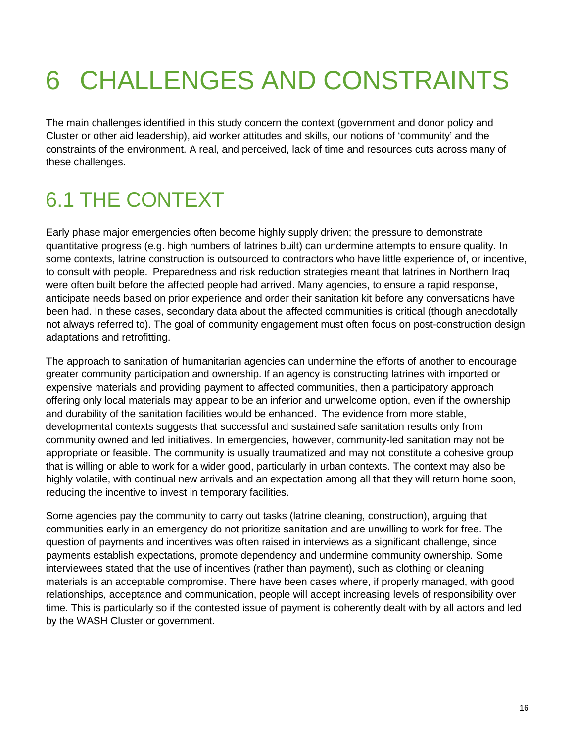# 6 CHALLENGES AND CONSTRAINTS

The main challenges identified in this study concern the context (government and donor policy and Cluster or other aid leadership), aid worker attitudes and skills, our notions of 'community' and the constraints of the environment. A real, and perceived, lack of time and resources cuts across many of these challenges.

## 6.1 THE CONTEXT

Early phase major emergencies often become highly supply driven; the pressure to demonstrate quantitative progress (e.g. high numbers of latrines built) can undermine attempts to ensure quality. In some contexts, latrine construction is outsourced to contractors who have little experience of, or incentive, to consult with people. Preparedness and risk reduction strategies meant that latrines in Northern Iraq were often built before the affected people had arrived. Many agencies, to ensure a rapid response, anticipate needs based on prior experience and order their sanitation kit before any conversations have been had. In these cases, secondary data about the affected communities is critical (though anecdotally not always referred to). The goal of community engagement must often focus on post-construction design adaptations and retrofitting.

The approach to sanitation of humanitarian agencies can undermine the efforts of another to encourage greater community participation and ownership. If an agency is constructing latrines with imported or expensive materials and providing payment to affected communities, then a participatory approach offering only local materials may appear to be an inferior and unwelcome option, even if the ownership and durability of the sanitation facilities would be enhanced. The evidence from more stable, developmental contexts suggests that successful and sustained safe sanitation results only from community owned and led initiatives. In emergencies, however, community-led sanitation may not be appropriate or feasible. The community is usually traumatized and may not constitute a cohesive group that is willing or able to work for a wider good, particularly in urban contexts. The context may also be highly volatile, with continual new arrivals and an expectation among all that they will return home soon, reducing the incentive to invest in temporary facilities.

Some agencies pay the community to carry out tasks (latrine cleaning, construction), arguing that communities early in an emergency do not prioritize sanitation and are unwilling to work for free. The question of payments and incentives was often raised in interviews as a significant challenge, since payments establish expectations, promote dependency and undermine community ownership. Some interviewees stated that the use of incentives (rather than payment), such as clothing or cleaning materials is an acceptable compromise. There have been cases where, if properly managed, with good relationships, acceptance and communication, people will accept increasing levels of responsibility over time. This is particularly so if the contested issue of payment is coherently dealt with by all actors and led by the WASH Cluster or government.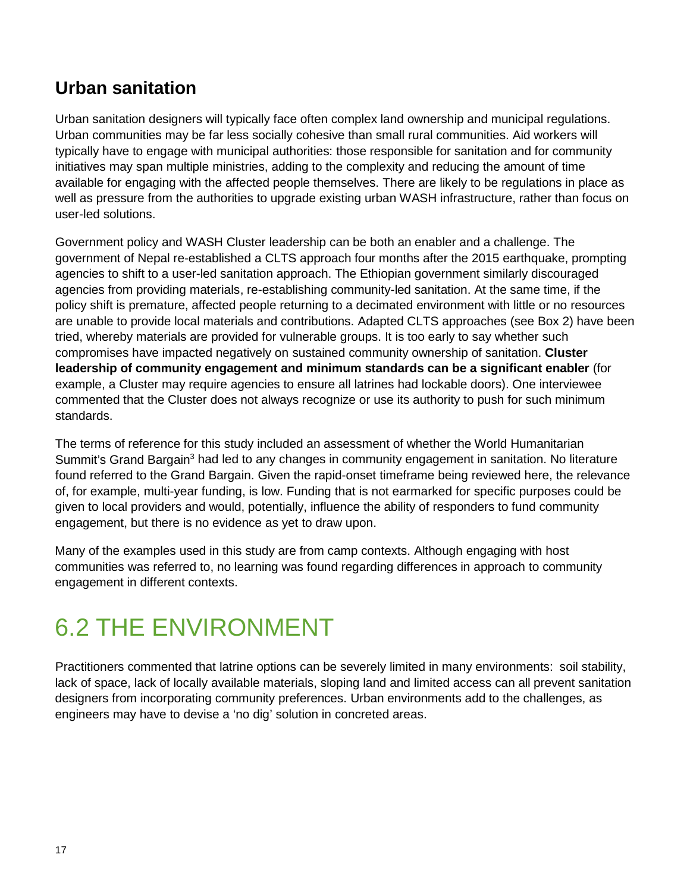## Urban sanitation

Urban sanitation designers will typically face often complex land ownership and municipal regulations. Urban communities may be far less socially cohesive than small rural communities. Aid workers will typically have to engage with municipal authorities: those responsible for sanitation and for community initiatives may span multiple ministries, adding to the complexity and reducing the amount of time available for engaging with the affected people themselves. There are likely to be regulations in place as well as pressure from the authorities to upgrade existing urban WASH infrastructure, rather than focus on user-led solutions.

Government policy and WASH Cluster leadership can be both an enabler and a challenge. The government of Nepal re-established a CLTS approach four months after the 2015 earthquake, prompting agencies to shift to a user-led sanitation approach. The Ethiopian government similarly discouraged agencies from providing materials, re-establishing community-led sanitation. At the same time, if the policy shift is premature, affected people returning to a decimated environment with little or no resources are unable to provide local materials and contributions. Adapted CLTS approaches (see Box 2) have been tried, whereby materials are provided for vulnerable groups. It is too early to say whether such compromises have impacted negatively on sustained community ownership of sanitation. **Cluster leadership of community engagement and minimum standards can be a significant enabler** (for example, a Cluster may require agencies to ensure all latrines had lockable doors). One interviewee commented that the Cluster does not always recognize or use its authority to push for such minimum standards.

The terms of reference for this study included an assessment of whether the World Humanitarian Summit's Grand Bargain[3] had led to any changes in community engagement in sanitation. No literature found referred to the Grand Bargain. Given the rapid-onset timeframe being reviewed here, the relevance of, for example, multi-year funding, is low. Funding that is not earmarked for specific purposes could be given to local providers and would, potentially, influence the ability of responders to fund community engagement, but there is no evidence as yet to draw upon.

Many of the examples used in this study are from camp contexts. Although engaging with host communities was referred to, no learning was found regarding differences in approach to community engagement in different contexts.

# 6.2 THE ENVIRONMENT

Practitioners commented that latrine options can be severely limited in many environments: soil stability, lack of space, lack of locally available materials, sloping land and limited access can all prevent sanitation designers from incorporating community preferences. Urban environments add to the challenges, as engineers may have to devise a 'no dig' solution in concreted areas.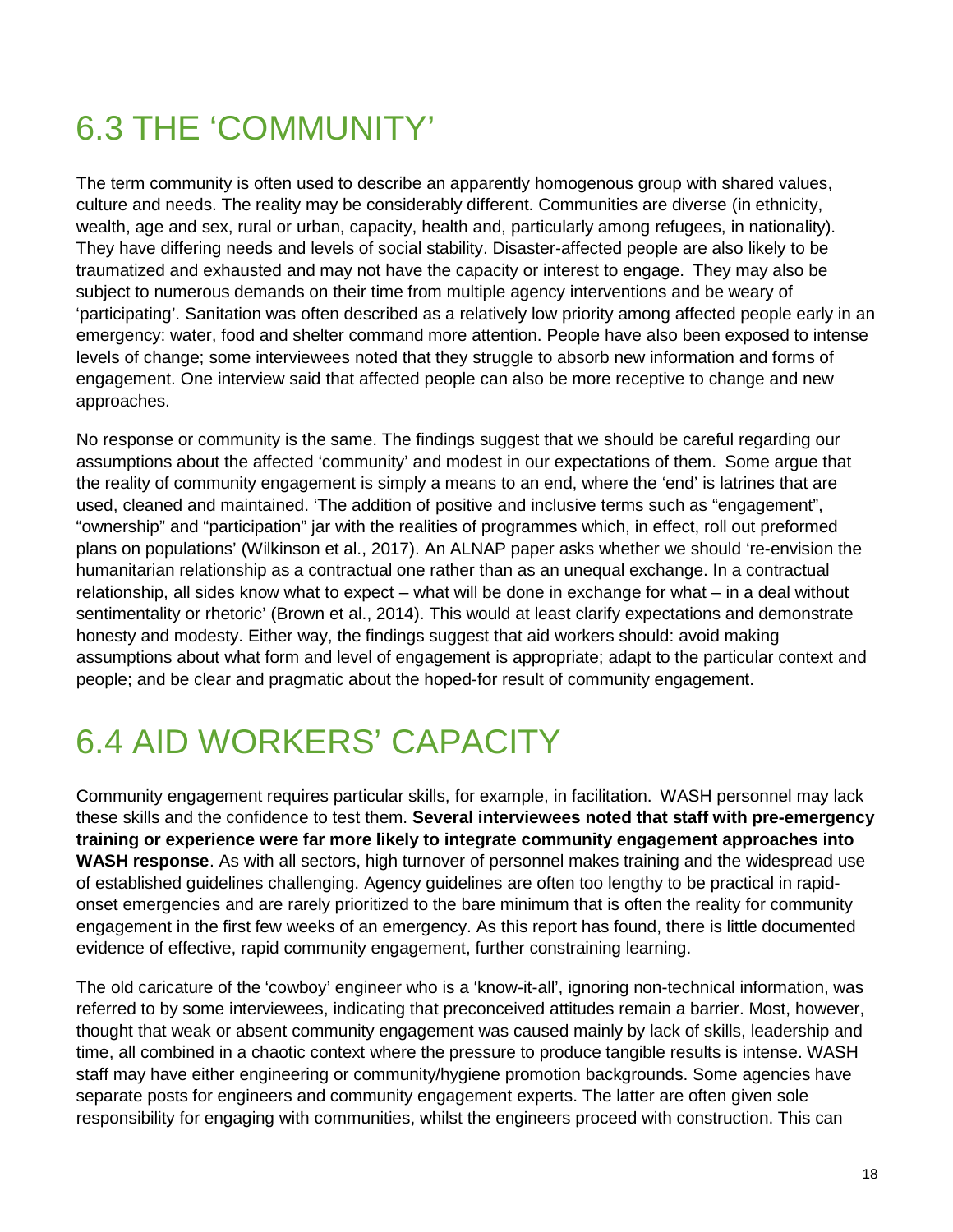## 6.3 THE 'COMMUNITY'

The term community is often used to describe an apparently homogenous group with shared values, culture and needs. The reality may be considerably different. Communities are diverse (in ethnicity, wealth, age and sex, rural or urban, capacity, health and, particularly among refugees, in nationality). They have differing needs and levels of social stability. Disaster-affected people are also likely to be traumatized and exhausted and may not have the capacity or interest to engage. They may also be subject to numerous demands on their time from multiple agency interventions and be weary of 'participating'. Sanitation was often described as a relatively low priority among affected people early in an emergency: water, food and shelter command more attention. People have also been exposed to intense levels of change; some interviewees noted that they struggle to absorb new information and forms of engagement. One interview said that affected people can also be more receptive to change and new approaches.

No response or community is the same. The findings suggest that we should be careful regarding our assumptions about the affected 'community' and modest in our expectations of them. Some argue that the reality of community engagement is simply a means to an end, where the 'end' is latrines that are used, cleaned and maintained. 'The addition of positive and inclusive terms such as "engagement", "ownership" and "participation" jar with the realities of programmes which, in effect, roll out preformed plans on populations' (Wilkinson et al., 2017). An ALNAP paper asks whether we should 're-envision the humanitarian relationship as a contractual one rather than as an unequal exchange. In a contractual relationship, all sides know what to expect – what will be done in exchange for what – in a deal without sentimentality or rhetoric' (Brown et al., 2014). This would at least clarify expectations and demonstrate honesty and modesty. Either way, the findings suggest that aid workers should: avoid making assumptions about what form and level of engagement is appropriate; adapt to the particular context and people; and be clear and pragmatic about the hoped-for result of community engagement.

## 6.4 AID WORKERS' CAPACITY

Community engagement requires particular skills, for example, in facilitation. WASH personnel may lack these skills and the confidence to test them. **Several interviewees noted that staff with pre-emergency training or experience were far more likely to integrate community engagement approaches into WASH response**. As with all sectors, high turnover of personnel makes training and the widespread use of established guidelines challenging. Agency guidelines are often too lengthy to be practical in rapid-onset emergencies and are rarely prioritized to the bare minimum that is often the reality for community engagement in the first few weeks of an emergency. As this report has found, there is little documented evidence of effective, rapid community engagement, further constraining learning.

The old caricature of the 'cowboy' engineer who is a 'know-it-all', ignoring non-technical information, was referred to by some interviewees, indicating that preconceived attitudes remain a barrier. Most, however, thought that weak or absent community engagement was caused mainly by lack of skills, leadership and time, all combined in a chaotic context where the pressure to produce tangible results is intense. WASH staff may have either engineering or community/hygiene promotion backgrounds. Some agencies have separate posts for engineers and community engagement experts. The latter are often given sole responsibility for engaging with communities, whilst the engineers proceed with construction. This can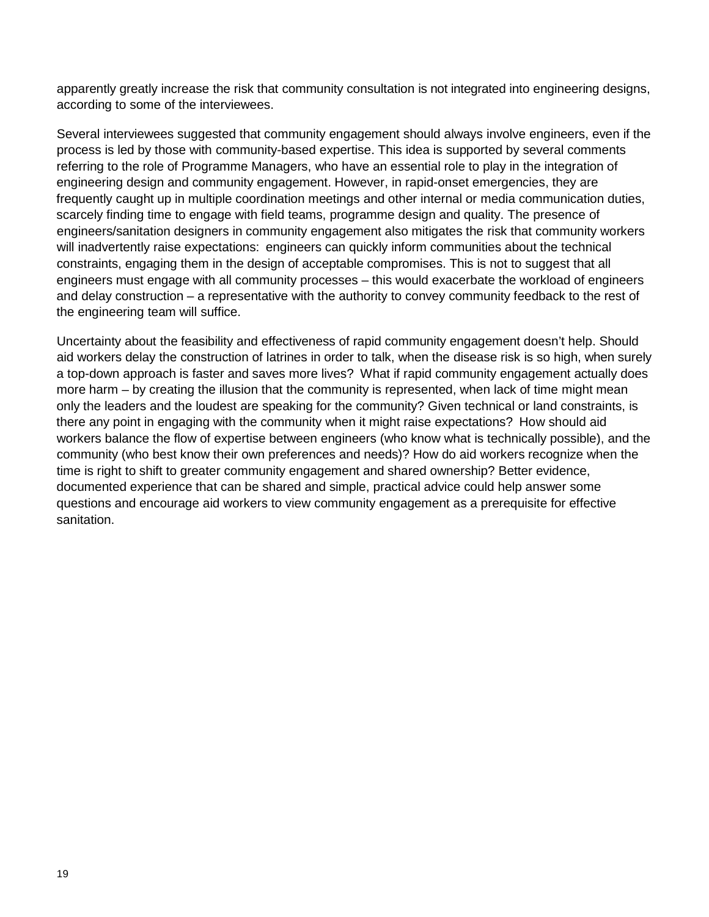apparently greatly increase the risk that community consultation is not integrated into engineering designs, according to some of the interviewees.

Several interviewees suggested that community engagement should always involve engineers, even if the process is led by those with community-based expertise. This idea is supported by several comments referring to the role of Programme Managers, who have an essential role to play in the integration of engineering design and community engagement. However, in rapid-onset emergencies, they are frequently caught up in multiple coordination meetings and other internal or media communication duties, scarcely finding time to engage with field teams, programme design and quality. The presence of engineers/sanitation designers in community engagement also mitigates the risk that community workers will inadvertently raise expectations: engineers can quickly inform communities about the technical constraints, engaging them in the design of acceptable compromises. This is not to suggest that all engineers must engage with all community processes – this would exacerbate the workload of engineers and delay construction – a representative with the authority to convey community feedback to the rest of the engineering team will suffice.

Uncertainty about the feasibility and effectiveness of rapid community engagement doesn't help. Should aid workers delay the construction of latrines in order to talk, when the disease risk is so high, when surely a top-down approach is faster and saves more lives? What if rapid community engagement actually does more harm – by creating the illusion that the community is represented, when lack of time might mean only the leaders and the loudest are speaking for the community? Given technical or land constraints, is there any point in engaging with the community when it might raise expectations? How should aid workers balance the flow of expertise between engineers (who know what is technically possible), and the community (who best know their own preferences and needs)? How do aid workers recognize when the time is right to shift to greater community engagement and shared ownership? Better evidence, documented experience that can be shared and simple, practical advice could help answer some questions and encourage aid workers to view community engagement as a prerequisite for effective sanitation.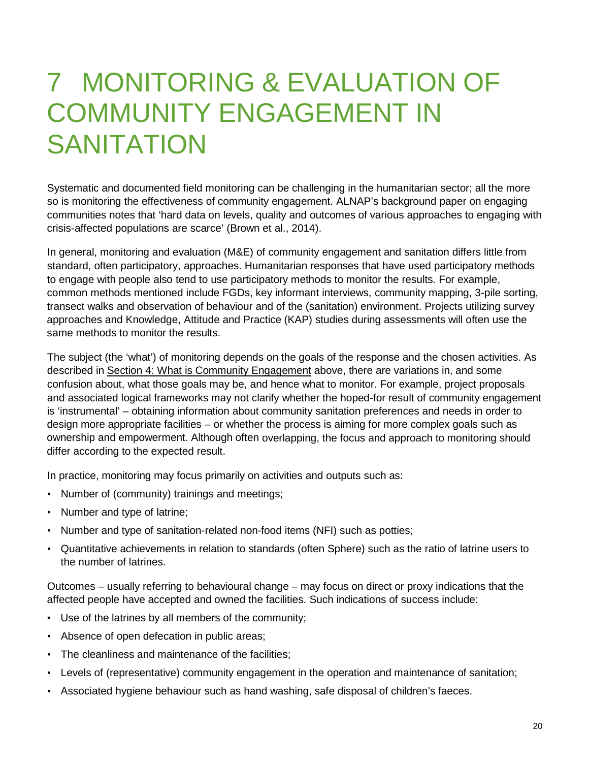# 7 MONITORING & EVALUATION OF COMMUNITY ENGAGEMENT IN SANITATION

Systematic and documented field monitoring can be challenging in the humanitarian sector; all the more so is monitoring the effectiveness of community engagement. ALNAP's background paper on engaging communities notes that 'hard data on levels, quality and outcomes of various approaches to engaging with crisis-affected populations are scarce' (Brown et al., 2014).

In general, monitoring and evaluation (M&E) of community engagement and sanitation differs little from standard, often participatory, approaches. Humanitarian responses that have used participatory methods to engage with people also tend to use participatory methods to monitor the results. For example, common methods mentioned include FGDs, key informant interviews, community mapping, 3-pile sorting, transect walks and observation of behaviour and of the (sanitation) environment. Projects utilizing survey approaches and Knowledge, Attitude and Practice (KAP) studies during assessments will often use the same methods to monitor the results.

The subject (the 'what') of monitoring depends on the goals of the response and the chosen activities. As described in Section 4: What is Community Engagement above, there are variations in, and some confusion about, what those goals may be, and hence what to monitor. For example, project proposals and associated logical frameworks may not clarify whether the hoped-for result of community engagement is 'instrumental' – obtaining information about community sanitation preferences and needs in order to design more appropriate facilities – or whether the process is aiming for more complex goals such as ownership and empowerment. Although often overlapping, the focus and approach to monitoring should differ according to the expected result.

In practice, monitoring may focus primarily on activities and outputs such as:

- Number of (community) trainings and meetings;
- Number and type of latrine;
- Number and type of sanitation-related non-food items (NFI) such as potties;
- Quantitative achievements in relation to standards (often Sphere) such as the ratio of latrine users to the number of latrines.

Outcomes – usually referring to behavioural change – may focus on direct or proxy indications that the affected people have accepted and owned the facilities. Such indications of success include:

- Use of the latrines by all members of the community;
- Absence of open defecation in public areas;
- The cleanliness and maintenance of the facilities;
- Levels of (representative) community engagement in the operation and maintenance of sanitation;
- Associated hygiene behaviour such as hand washing, safe disposal of children's faeces.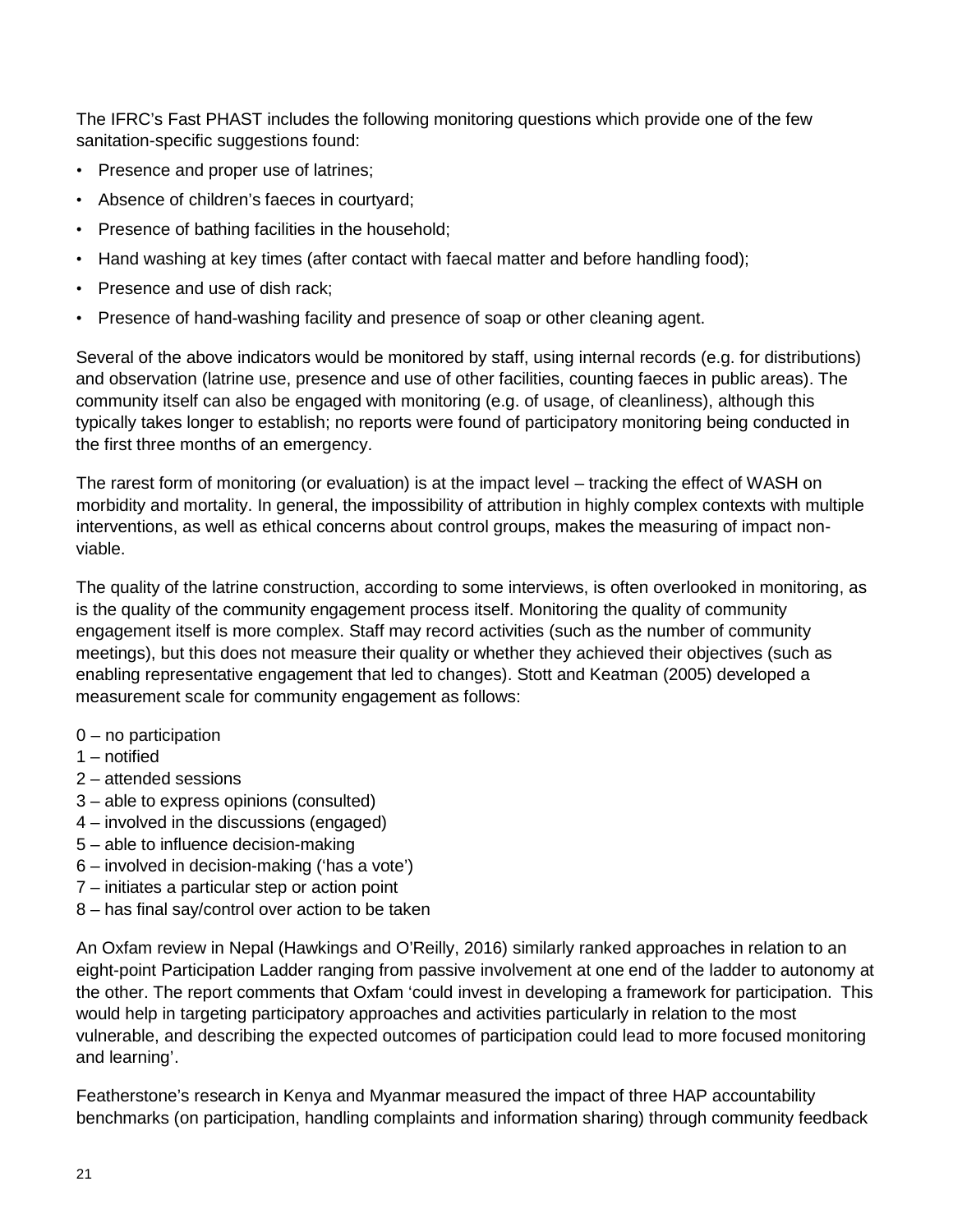The IFRC's Fast PHAST includes the following monitoring questions which provide one of the few sanitation-specific suggestions found:

- Presence and proper use of latrines;
- Absence of children's faeces in courtyard;
- Presence of bathing facilities in the household;
- Hand washing at key times (after contact with faecal matter and before handling food);
- Presence and use of dish rack;
- Presence of hand-washing facility and presence of soap or other cleaning agent.

Several of the above indicators would be monitored by staff, using internal records (e.g. for distributions) and observation (latrine use, presence and use of other facilities, counting faeces in public areas). The community itself can also be engaged with monitoring (e.g. of usage, of cleanliness), although this typically takes longer to establish; no reports were found of participatory monitoring being conducted in the first three months of an emergency.

The rarest form of monitoring (or evaluation) is at the impact level – tracking the effect of WASH on morbidity and mortality. In general, the impossibility of attribution in highly complex contexts with multiple interventions, as well as ethical concerns about control groups, makes the measuring of impact non-viable.

The quality of the latrine construction, according to some interviews, is often overlooked in monitoring, as is the quality of the community engagement process itself. Monitoring the quality of community engagement itself is more complex. Staff may record activities (such as the number of community meetings), but this does not measure their quality or whether they achieved their objectives (such as enabling representative engagement that led to changes). Stott and Keatman (2005) developed a measurement scale for community engagement as follows:

0 – no participation
1 – notified
2 – attended sessions
3 – able to express opinions (consulted)
4 – involved in the discussions (engaged)
5 – able to influence decision-making
6 – involved in decision-making ('has a vote')
7 – initiates a particular step or action point
8 – has final say/control over action to be taken

An Oxfam review in Nepal (Hawkings and O'Reilly, 2016) similarly ranked approaches in relation to an eight-point Participation Ladder ranging from passive involvement at one end of the ladder to autonomy at the other. The report comments that Oxfam 'could invest in developing a framework for participation. This would help in targeting participatory approaches and activities particularly in relation to the most vulnerable, and describing the expected outcomes of participation could lead to more focused monitoring and learning'.

Featherstone's research in Kenya and Myanmar measured the impact of three HAP accountability benchmarks (on participation, handling complaints and information sharing) through community feedback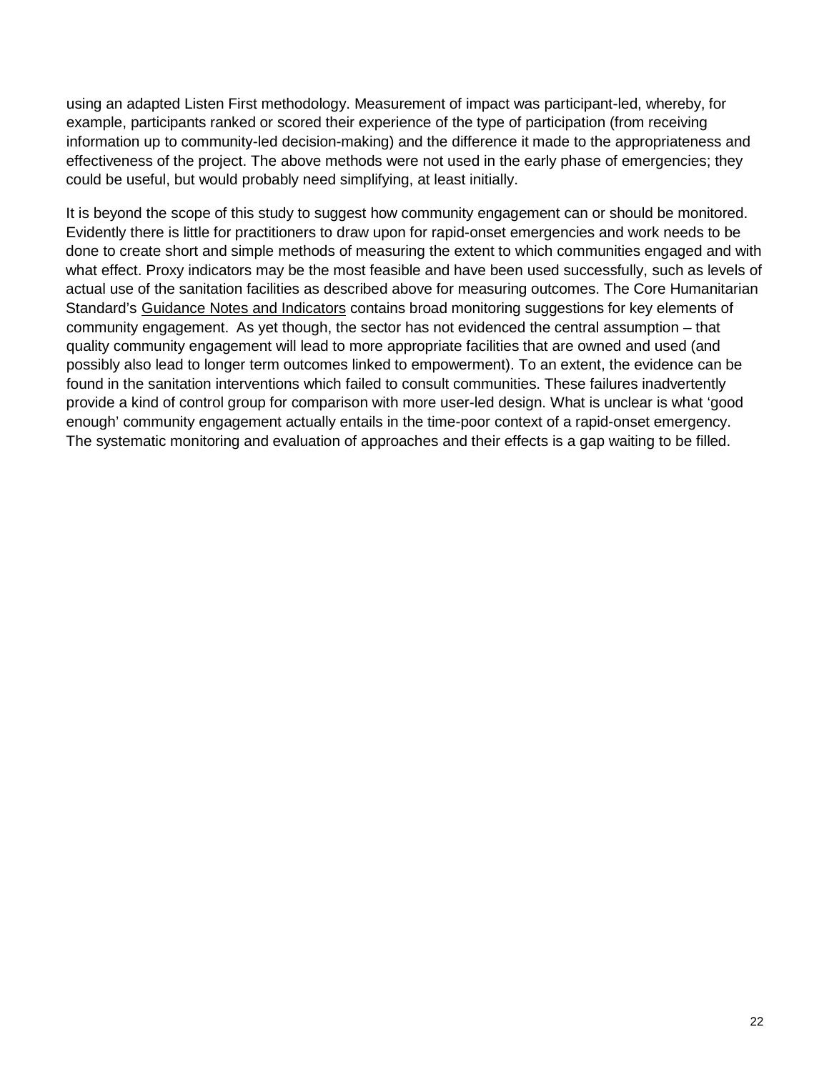using an adapted Listen First methodology. Measurement of impact was participant-led, whereby, for example, participants ranked or scored their experience of the type of participation (from receiving information up to community-led decision-making) and the difference it made to the appropriateness and effectiveness of the project. The above methods were not used in the early phase of emergencies; they could be useful, but would probably need simplifying, at least initially.

It is beyond the scope of this study to suggest how community engagement can or should be monitored. Evidently there is little for practitioners to draw upon for rapid-onset emergencies and work needs to be done to create short and simple methods of measuring the extent to which communities engaged and with what effect. Proxy indicators may be the most feasible and have been used successfully, such as levels of actual use of the sanitation facilities as described above for measuring outcomes. The Core Humanitarian Standard's Guidance Notes and Indicators contains broad monitoring suggestions for key elements of community engagement. As yet though, the sector has not evidenced the central assumption – that quality community engagement will lead to more appropriate facilities that are owned and used (and possibly also lead to longer term outcomes linked to empowerment). To an extent, the evidence can be found in the sanitation interventions which failed to consult communities. These failures inadvertently provide a kind of control group for comparison with more user-led design. What is unclear is what 'good enough' community engagement actually entails in the time-poor context of a rapid-onset emergency. The systematic monitoring and evaluation of approaches and their effects is a gap waiting to be filled.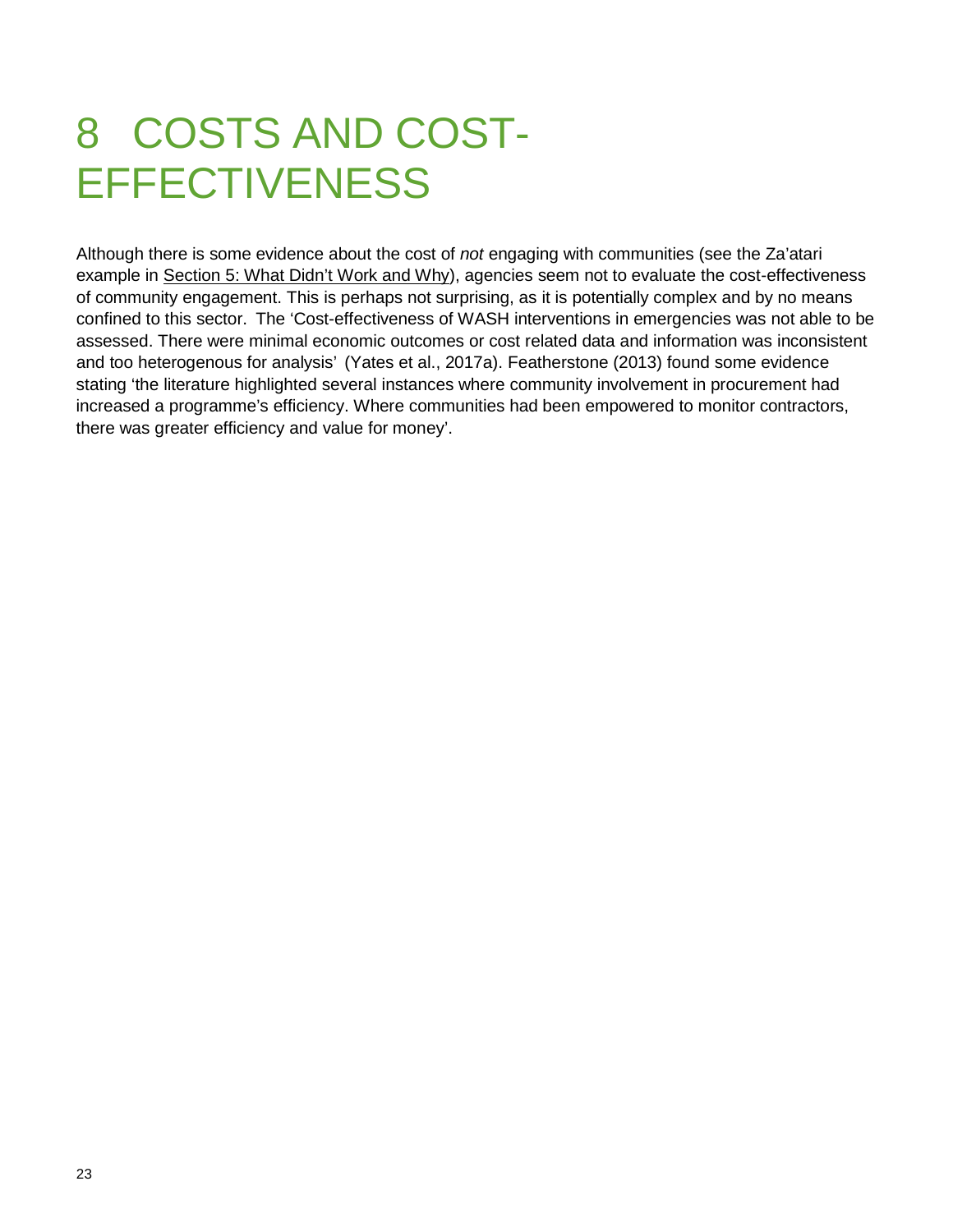# 8 COSTS AND COST-EFFECTIVENESS

Although there is some evidence about the cost of *not* engaging with communities (see the Za'atari example in Section 5: What Didn't Work and Why), agencies seem not to evaluate the cost-effectiveness of community engagement. This is perhaps not surprising, as it is potentially complex and by no means confined to this sector. The 'Cost-effectiveness of WASH interventions in emergencies was not able to be assessed. There were minimal economic outcomes or cost related data and information was inconsistent and too heterogenous for analysis' (Yates et al., 2017a). Featherstone (2013) found some evidence stating 'the literature highlighted several instances where community involvement in procurement had increased a programme's efficiency. Where communities had been empowered to monitor contractors, there was greater efficiency and value for money'.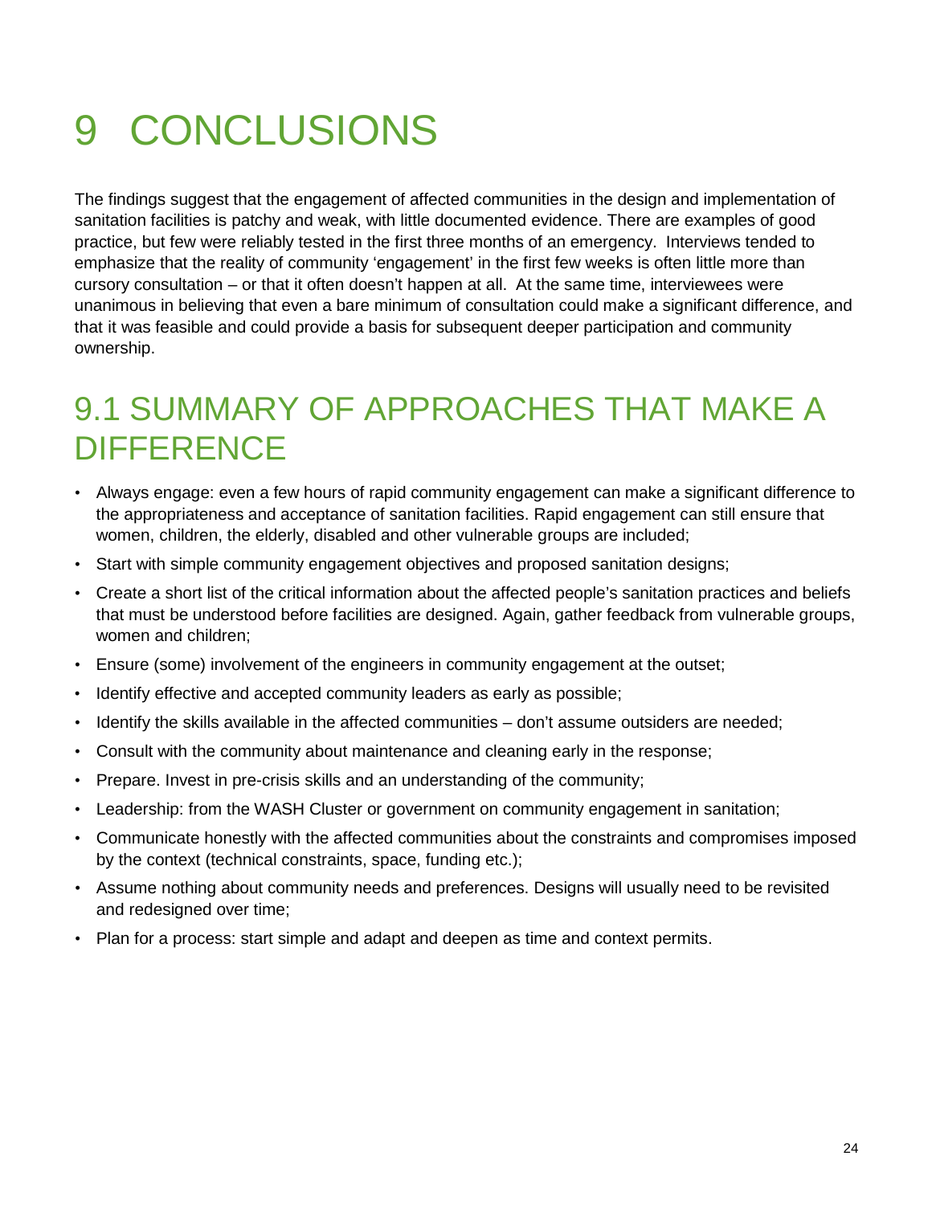# 9 CONCLUSIONS

The findings suggest that the engagement of affected communities in the design and implementation of sanitation facilities is patchy and weak, with little documented evidence. There are examples of good practice, but few were reliably tested in the first three months of an emergency. Interviews tended to emphasize that the reality of community 'engagement' in the first few weeks is often little more than cursory consultation – or that it often doesn't happen at all. At the same time, interviewees were unanimous in believing that even a bare minimum of consultation could make a significant difference, and that it was feasible and could provide a basis for subsequent deeper participation and community ownership.

## 9.1 SUMMARY OF APPROACHES THAT MAKE A DIFFERENCE

- Always engage: even a few hours of rapid community engagement can make a significant difference to the appropriateness and acceptance of sanitation facilities. Rapid engagement can still ensure that women, children, the elderly, disabled and other vulnerable groups are included;
- Start with simple community engagement objectives and proposed sanitation designs;
- Create a short list of the critical information about the affected people's sanitation practices and beliefs that must be understood before facilities are designed. Again, gather feedback from vulnerable groups, women and children;
- Ensure (some) involvement of the engineers in community engagement at the outset;
- Identify effective and accepted community leaders as early as possible;
- Identify the skills available in the affected communities – don't assume outsiders are needed;
- Consult with the community about maintenance and cleaning early in the response;
- Prepare. Invest in pre-crisis skills and an understanding of the community;
- Leadership: from the WASH Cluster or government on community engagement in sanitation;
- Communicate honestly with the affected communities about the constraints and compromises imposed by the context (technical constraints, space, funding etc.);
- Assume nothing about community needs and preferences. Designs will usually need to be revisited and redesigned over time;
- Plan for a process: start simple and adapt and deepen as time and context permits.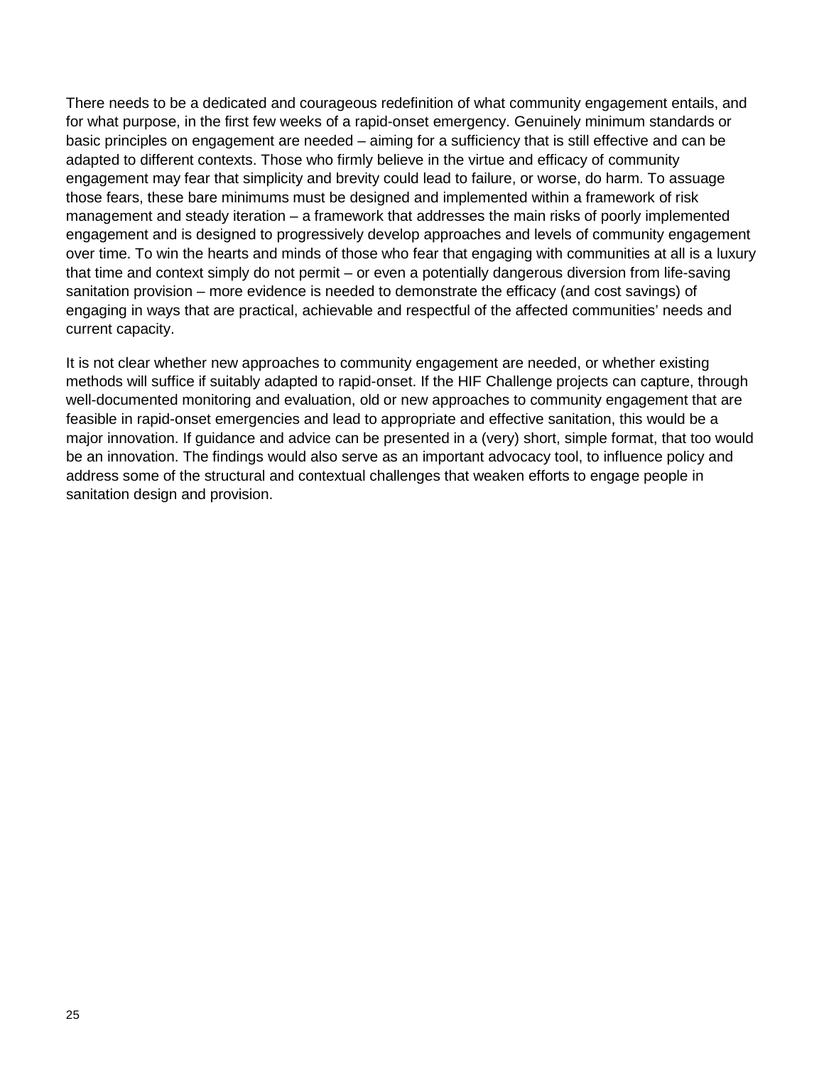There needs to be a dedicated and courageous redefinition of what community engagement entails, and for what purpose, in the first few weeks of a rapid-onset emergency. Genuinely minimum standards or basic principles on engagement are needed – aiming for a sufficiency that is still effective and can be adapted to different contexts. Those who firmly believe in the virtue and efficacy of community engagement may fear that simplicity and brevity could lead to failure, or worse, do harm. To assuage those fears, these bare minimums must be designed and implemented within a framework of risk management and steady iteration – a framework that addresses the main risks of poorly implemented engagement and is designed to progressively develop approaches and levels of community engagement over time. To win the hearts and minds of those who fear that engaging with communities at all is a luxury that time and context simply do not permit – or even a potentially dangerous diversion from life-saving sanitation provision – more evidence is needed to demonstrate the efficacy (and cost savings) of engaging in ways that are practical, achievable and respectful of the affected communities' needs and current capacity.

It is not clear whether new approaches to community engagement are needed, or whether existing methods will suffice if suitably adapted to rapid-onset. If the HIF Challenge projects can capture, through well-documented monitoring and evaluation, old or new approaches to community engagement that are feasible in rapid-onset emergencies and lead to appropriate and effective sanitation, this would be a major innovation. If guidance and advice can be presented in a (very) short, simple format, that too would be an innovation. The findings would also serve as an important advocacy tool, to influence policy and address some of the structural and contextual challenges that weaken efforts to engage people in sanitation design and provision.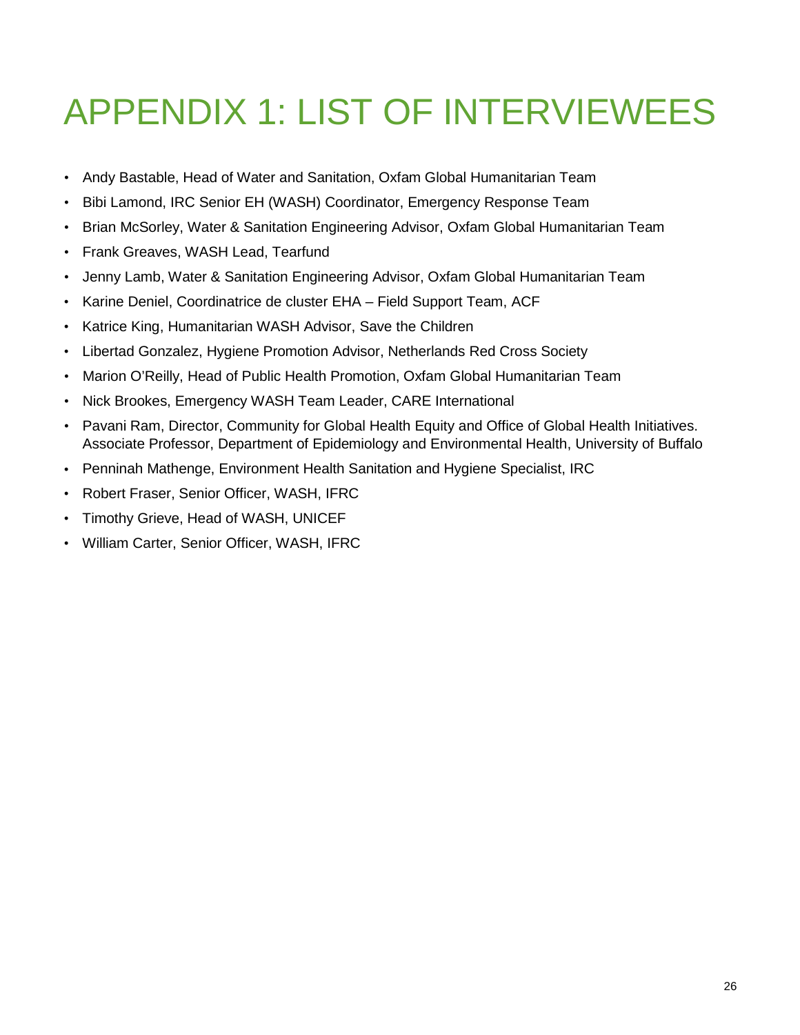# APPENDIX 1: LIST OF INTERVIEWEES

- Andy Bastable, Head of Water and Sanitation, Oxfam Global Humanitarian Team
- Bibi Lamond, IRC Senior EH (WASH) Coordinator, Emergency Response Team
- Brian McSorley, Water & Sanitation Engineering Advisor, Oxfam Global Humanitarian Team
- Frank Greaves, WASH Lead, Tearfund
- Jenny Lamb, Water & Sanitation Engineering Advisor, Oxfam Global Humanitarian Team
- Karine Deniel, Coordinatrice de cluster EHA – Field Support Team, ACF
- Katrice King, Humanitarian WASH Advisor, Save the Children
- Libertad Gonzalez, Hygiene Promotion Advisor, Netherlands Red Cross Society
- Marion O'Reilly, Head of Public Health Promotion, Oxfam Global Humanitarian Team
- Nick Brookes, Emergency WASH Team Leader, CARE International
- Pavani Ram, Director, Community for Global Health Equity and Office of Global Health Initiatives. Associate Professor, Department of Epidemiology and Environmental Health, University of Buffalo
- Penninah Mathenge, Environment Health Sanitation and Hygiene Specialist, IRC
- Robert Fraser, Senior Officer, WASH, IFRC
- Timothy Grieve, Head of WASH, UNICEF
- William Carter, Senior Officer, WASH, IFRC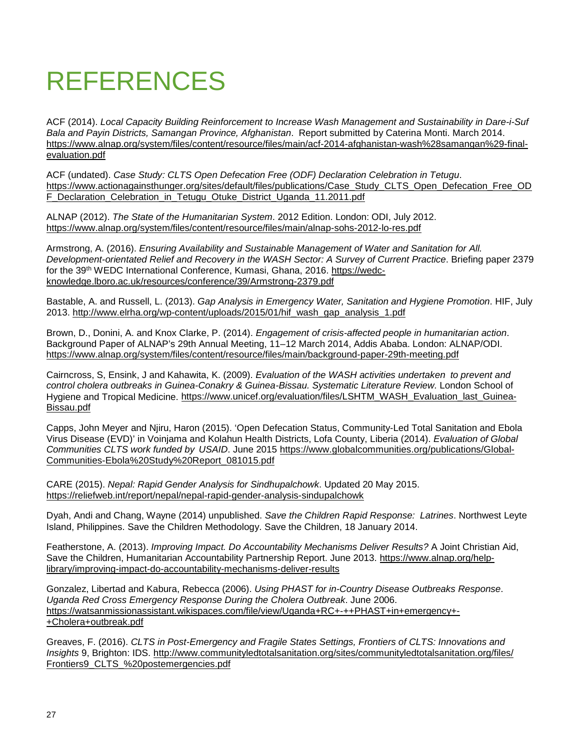# REFERENCES

ACF (2014). *Local Capacity Building Reinforcement to Increase Wash Management and Sustainability in Dare-i-Suf Bala and Payin Districts, Samangan Province, Afghanistan*. Report submitted by Caterina Monti. March 2014. https://www.alnap.org/system/files/content/resource/files/main/acf-2014-afghanistan-wash%28samangan%29-final-evaluation.pdf

ACF (undated). *Case Study: CLTS Open Defecation Free (ODF) Declaration Celebration in Tetugu*. https://www.actionagainsthunger.org/sites/default/files/publications/Case_Study_CLTS_Open_Defecation_Free_ODF_Declaration_Celebration_in_Tetugu_Otuke_District_Uganda_11.2011.pdf

ALNAP (2012). *The State of the Humanitarian System*. 2012 Edition. London: ODI, July 2012. https://www.alnap.org/system/files/content/resource/files/main/alnap-sohs-2012-lo-res.pdf

Armstrong, A. (2016). *Ensuring Availability and Sustainable Management of Water and Sanitation for All. Development-orientated Relief and Recovery in the WASH Sector: A Survey of Current Practice*. Briefing paper 2379 for the 39th WEDC International Conference, Kumasi, Ghana, 2016. https://wedc-knowledge.lboro.ac.uk/resources/conference/39/Armstrong-2379.pdf

Bastable, A. and Russell, L. (2013). *Gap Analysis in Emergency Water, Sanitation and Hygiene Promotion*. HIF, July 2013. http://www.elrha.org/wp-content/uploads/2015/01/hif_wash_gap_analysis_1.pdf

Brown, D., Donini, A. and Knox Clarke, P. (2014). *Engagement of crisis-affected people in humanitarian action*. Background Paper of ALNAP's 29th Annual Meeting, 11–12 March 2014, Addis Ababa. London: ALNAP/ODI. https://www.alnap.org/system/files/content/resource/files/main/background-paper-29th-meeting.pdf

Cairncross, S, Ensink, J and Kahawita, K. (2009). *Evaluation of the WASH activities undertaken to prevent and control cholera outbreaks in Guinea-Conakry & Guinea-Bissau. Systematic Literature Review.* London School of Hygiene and Tropical Medicine. https://www.unicef.org/evaluation/files/LSHTM_WASH_Evaluation_last_Guinea-Bissau.pdf

Capps, John Meyer and Njiru, Haron (2015). 'Open Defecation Status, Community-Led Total Sanitation and Ebola Virus Disease (EVD)' in Voinjama and Kolahun Health Districts, Lofa County, Liberia (2014). *Evaluation of Global Communities CLTS work funded by USAID*. June 2015 https://www.globalcommunities.org/publications/Global-Communities-Ebola%20Study%20Report_081015.pdf

CARE (2015). *Nepal: Rapid Gender Analysis for Sindhupalchowk*. Updated 20 May 2015. https://reliefweb.int/report/nepal/nepal-rapid-gender-analysis-sindupalchowk

Dyah, Andi and Chang, Wayne (2014) unpublished. *Save the Children Rapid Response: Latrines*. Northwest Leyte Island, Philippines. Save the Children Methodology. Save the Children, 18 January 2014.

Featherstone, A. (2013). *Improving Impact. Do Accountability Mechanisms Deliver Results?* A Joint Christian Aid, Save the Children, Humanitarian Accountability Partnership Report. June 2013. https://www.alnap.org/help-library/improving-impact-do-accountability-mechanisms-deliver-results

Gonzalez, Libertad and Kabura, Rebecca (2006). *Using PHAST for in-Country Disease Outbreaks Response*. *Uganda Red Cross Emergency Response During the Cholera Outbreak*. June 2006. https://watsanmissionassistant.wikispaces.com/file/view/Uganda+RC+-++PHAST+in+emergency+-+Cholera+outbreak.pdf

Greaves, F. (2016). *CLTS in Post-Emergency and Fragile States Settings, Frontiers of CLTS: Innovations and Insights* 9, Brighton: IDS. http://www.communityledtotalsanitation.org/sites/communityledtotalsanitation.org/files/Frontiers9_CLTS_%20postemergencies.pdf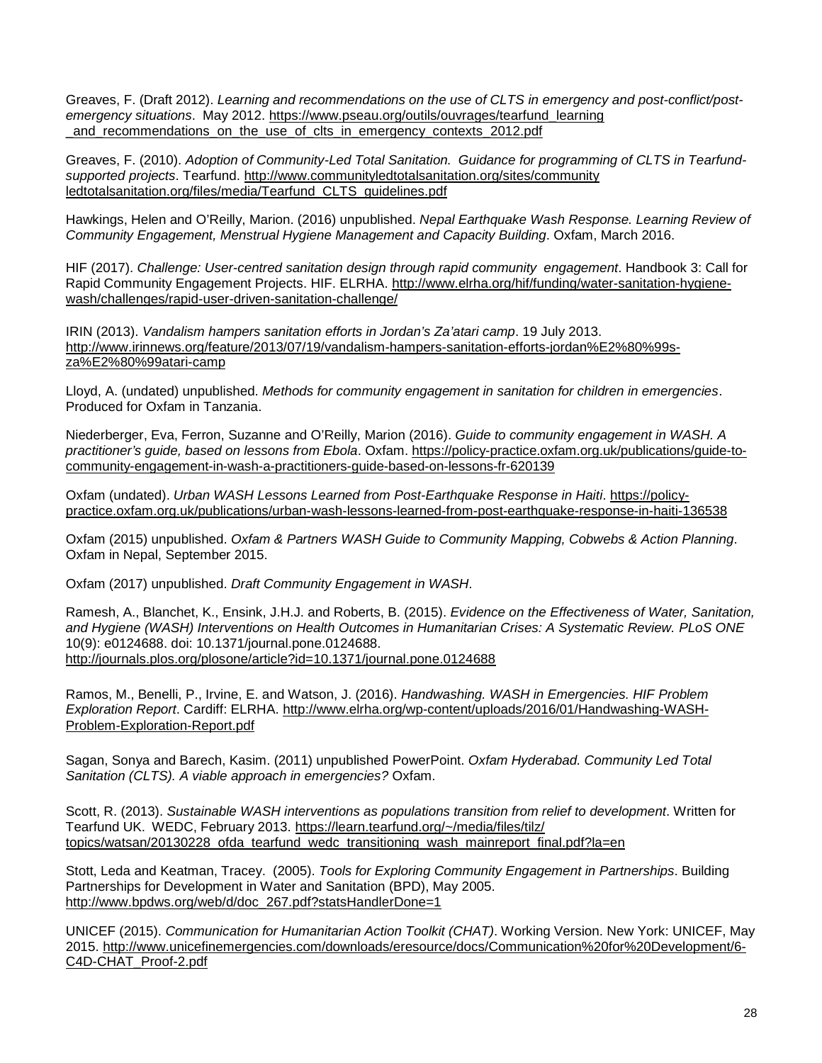Greaves, F. (Draft 2012). *Learning and recommendations on the use of CLTS in emergency and post-conflict/post-emergency situations*. May 2012. https://www.pseau.org/outils/ouvrages/tearfund_learning_and_recommendations_on_the_use_of_clts_in_emergency_contexts_2012.pdf

Greaves, F. (2010). *Adoption of Community-Led Total Sanitation. Guidance for programming of CLTS in Tearfund-supported projects*. Tearfund. http://www.communityledtotalsanitation.org/sites/communityledtotalsanitation.org/files/media/Tearfund_CLTS_guidelines.pdf

Hawkings, Helen and O'Reilly, Marion. (2016) unpublished. *Nepal Earthquake Wash Response. Learning Review of Community Engagement, Menstrual Hygiene Management and Capacity Building*. Oxfam, March 2016.

HIF (2017). *Challenge: User-centred sanitation design through rapid community engagement*. Handbook 3: Call for Rapid Community Engagement Projects. HIF. ELRHA. http://www.elrha.org/hif/funding/water-sanitation-hygiene-wash/challenges/rapid-user-driven-sanitation-challenge/

IRIN (2013). *Vandalism hampers sanitation efforts in Jordan's Za'atari camp*. 19 July 2013. http://www.irinnews.org/feature/2013/07/19/vandalism-hampers-sanitation-efforts-jordan%E2%80%99s-za%E2%80%99atari-camp

Lloyd, A. (undated) unpublished. *Methods for community engagement in sanitation for children in emergencies*. Produced for Oxfam in Tanzania.

Niederberger, Eva, Ferron, Suzanne and O'Reilly, Marion (2016). *Guide to community engagement in WASH. A practitioner's guide, based on lessons from Ebola*. Oxfam. https://policy-practice.oxfam.org.uk/publications/guide-to-community-engagement-in-wash-a-practitioners-guide-based-on-lessons-fr-620139

Oxfam (undated). *Urban WASH Lessons Learned from Post-Earthquake Response in Haiti*. https://policy-practice.oxfam.org.uk/publications/urban-wash-lessons-learned-from-post-earthquake-response-in-haiti-136538

Oxfam (2015) unpublished. *Oxfam & Partners WASH Guide to Community Mapping, Cobwebs & Action Planning*. Oxfam in Nepal, September 2015.

Oxfam (2017) unpublished. *Draft Community Engagement in WASH*.

Ramesh, A., Blanchet, K., Ensink, J.H.J. and Roberts, B. (2015). *Evidence on the Effectiveness of Water, Sanitation, and Hygiene (WASH) Interventions on Health Outcomes in Humanitarian Crises: A Systematic Review. PLoS ONE* 10(9): e0124688. doi: 10.1371/journal.pone.0124688. http://journals.plos.org/plosone/article?id=10.1371/journal.pone.0124688

Ramos, M., Benelli, P., Irvine, E. and Watson, J. (2016). *Handwashing. WASH in Emergencies. HIF Problem Exploration Report*. Cardiff: ELRHA. http://www.elrha.org/wp-content/uploads/2016/01/Handwashing-WASH-Problem-Exploration-Report.pdf

Sagan, Sonya and Barech, Kasim. (2011) unpublished PowerPoint. *Oxfam Hyderabad. Community Led Total Sanitation (CLTS). A viable approach in emergencies?* Oxfam.

Scott, R. (2013). *Sustainable WASH interventions as populations transition from relief to development*. Written for Tearfund UK. WEDC, February 2013. https://learn.tearfund.org/~/media/files/tilz/topics/watsan/20130228_ofda_tearfund_wedc_transitioning_wash_mainreport_final.pdf?la=en

Stott, Leda and Keatman, Tracey. (2005). *Tools for Exploring Community Engagement in Partnerships*. Building Partnerships for Development in Water and Sanitation (BPD), May 2005. http://www.bpdws.org/web/d/doc_267.pdf?statsHandlerDone=1

UNICEF (2015). *Communication for Humanitarian Action Toolkit (CHAT)*. Working Version. New York: UNICEF, May 2015. http://www.unicefinemergencies.com/downloads/eresource/docs/Communication%20for%20Development/6-C4D-CHAT_Proof-2.pdf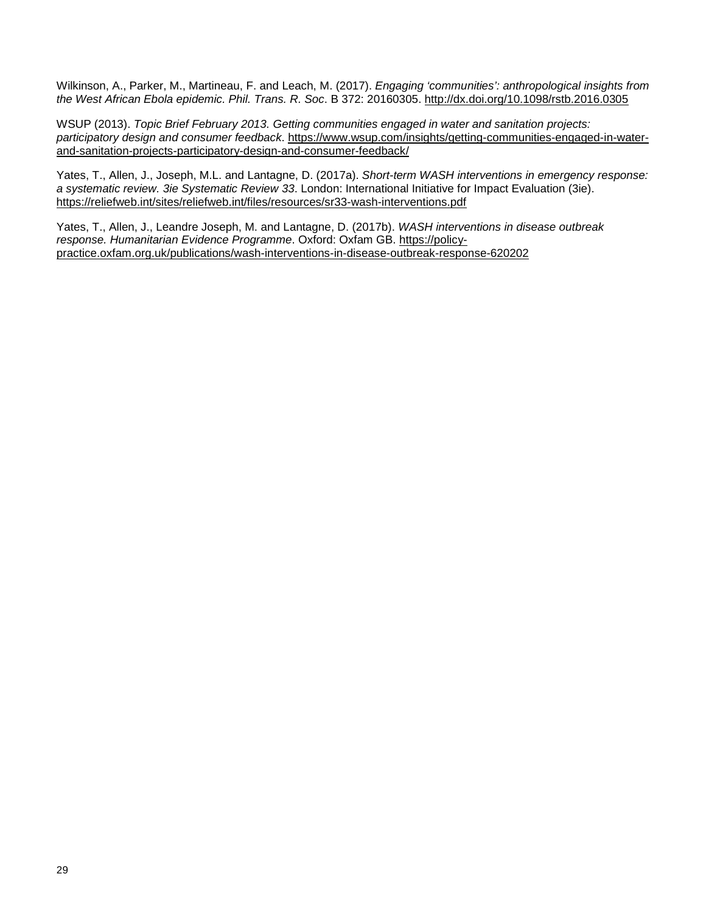Wilkinson, A., Parker, M., Martineau, F. and Leach, M. (2017). *Engaging 'communities': anthropological insights from the West African Ebola epidemic. Phil. Trans. R. Soc*. B 372: 20160305. http://dx.doi.org/10.1098/rstb.2016.0305

WSUP (2013). *Topic Brief February 2013. Getting communities engaged in water and sanitation projects: participatory design and consumer feedback*. https://www.wsup.com/insights/getting-communities-engaged-in-water-and-sanitation-projects-participatory-design-and-consumer-feedback/

Yates, T., Allen, J., Joseph, M.L. and Lantagne, D. (2017a). *Short-term WASH interventions in emergency response: a systematic review*. *3ie Systematic Review 33*. London: International Initiative for Impact Evaluation (3ie). https://reliefweb.int/sites/reliefweb.int/files/resources/sr33-wash-interventions.pdf

Yates, T., Allen, J., Leandre Joseph, M. and Lantagne, D. (2017b). *WASH interventions in disease outbreak response. Humanitarian Evidence Programme*. Oxford: Oxfam GB. https://policy-practice.oxfam.org.uk/publications/wash-interventions-in-disease-outbreak-response-620202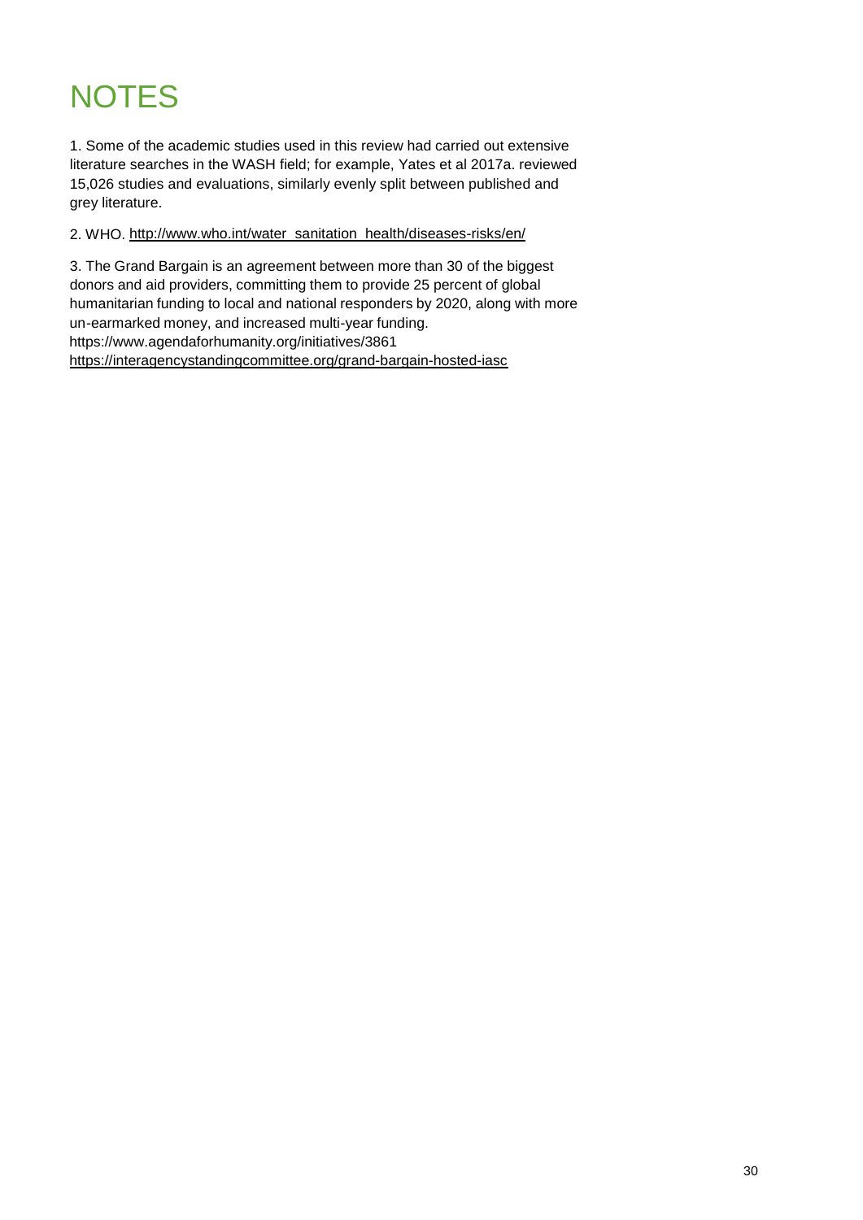# NOTES

1. Some of the academic studies used in this review had carried out extensive literature searches in the WASH field; for example, Yates et al 2017a. reviewed 15,026 studies and evaluations, similarly evenly split between published and grey literature.

2. WHO. http://www.who.int/water_sanitation_health/diseases-risks/en/

3. The Grand Bargain is an agreement between more than 30 of the biggest donors and aid providers, committing them to provide 25 percent of global humanitarian funding to local and national responders by 2020, along with more un-earmarked money, and increased multi-year funding.
https://www.agendaforhumanity.org/initiatives/3861
https://interagencystandingcommittee.org/grand-bargain-hosted-iasc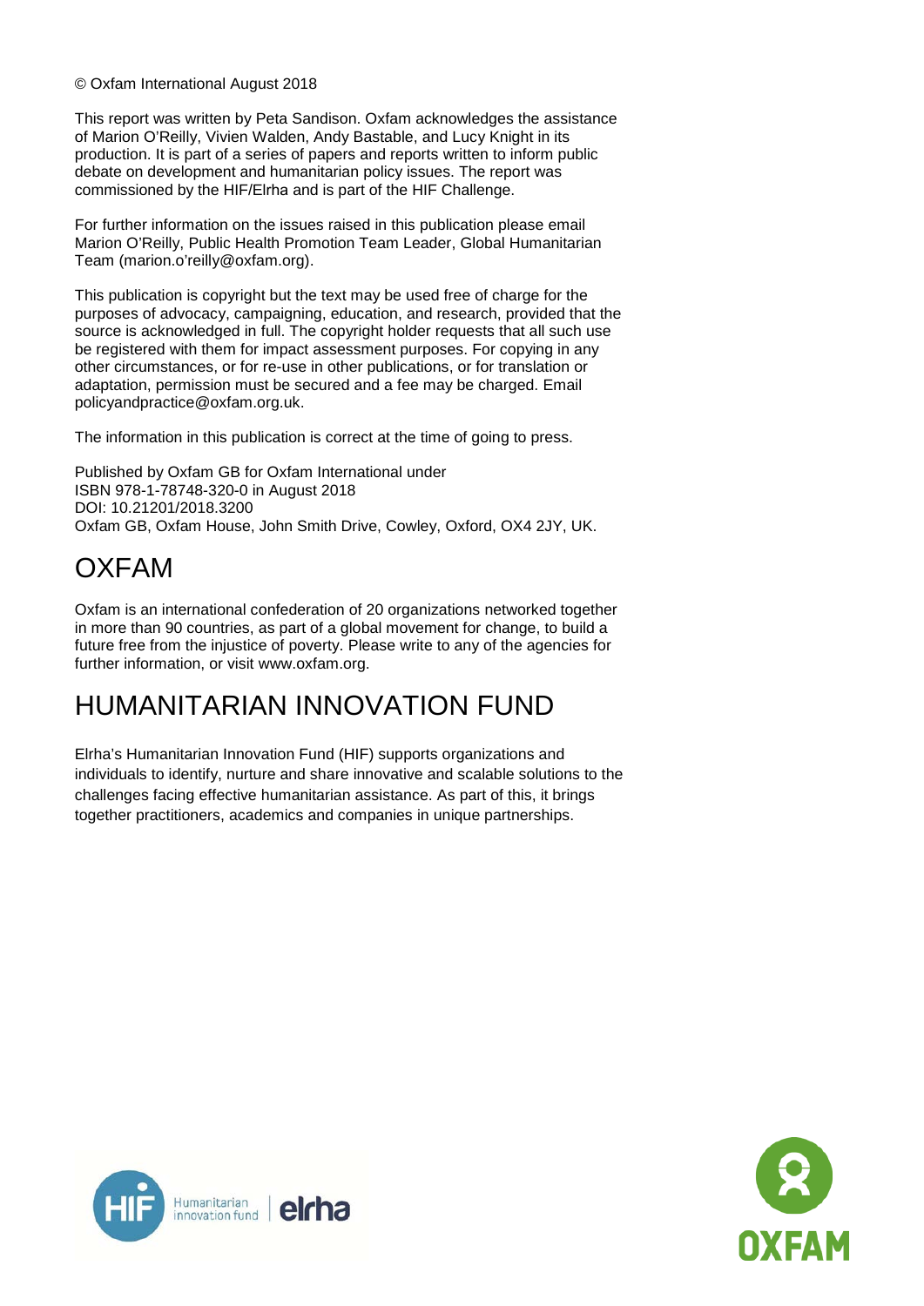© Oxfam International August 2018

This report was written by Peta Sandison. Oxfam acknowledges the assistance of Marion O'Reilly, Vivien Walden, Andy Bastable, and Lucy Knight in its production. It is part of a series of papers and reports written to inform public debate on development and humanitarian policy issues. The report was commissioned by the HIF/Elrha and is part of the HIF Challenge.

For further information on the issues raised in this publication please email Marion O'Reilly, Public Health Promotion Team Leader, Global Humanitarian Team (marion.o'reilly@oxfam.org).

This publication is copyright but the text may be used free of charge for the purposes of advocacy, campaigning, education, and research, provided that the source is acknowledged in full. The copyright holder requests that all such use be registered with them for impact assessment purposes. For copying in any other circumstances, or for re-use in other publications, or for translation or adaptation, permission must be secured and a fee may be charged. Email policyandpractice@oxfam.org.uk.

The information in this publication is correct at the time of going to press.

Published by Oxfam GB for Oxfam International under
ISBN 978-1-78748-320-0 in August 2018
DOI: 10.21201/2018.3200
Oxfam GB, Oxfam House, John Smith Drive, Cowley, Oxford, OX4 2JY, UK.

# OXFAM

Oxfam is an international confederation of 20 organizations networked together in more than 90 countries, as part of a global movement for change, to build a future free from the injustice of poverty. Please write to any of the agencies for further information, or visit www.oxfam.org.

# HUMANITARIAN INNOVATION FUND

Elrha's Humanitarian Innovation Fund (HIF) supports organizations and individuals to identify, nurture and share innovative and scalable solutions to the challenges facing effective humanitarian assistance. As part of this, it brings together practitioners, academics and companies in unique partnerships.

HIF Humanitarian innovation fund | elrha

OXFAM